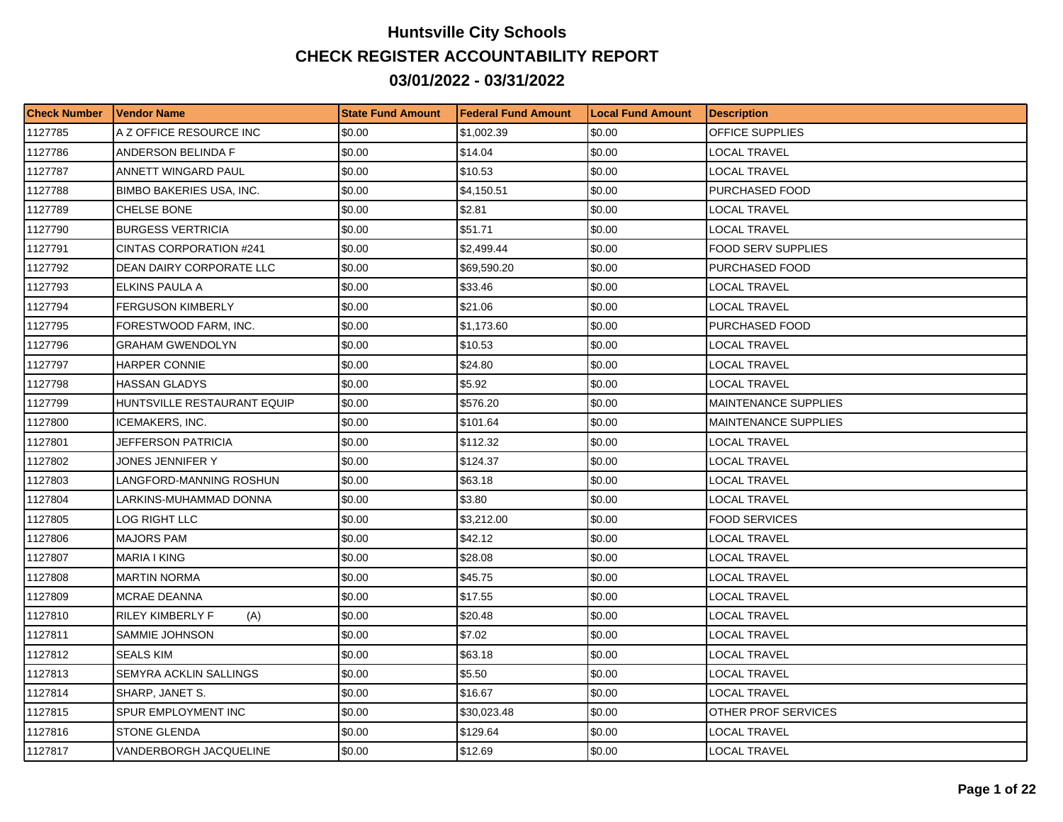# Huntsville City Schools

## CHECK REGISTER ACCOUNTABILITY REPORT

## 03/01/2022 - 03/31/2022

| Check Number | Vendor Name | State Fund Amount | Federal Fund Amount | Local Fund Amount | Description |
|---|---|---|---|---|---|
| 1127785 | A Z OFFICE RESOURCE INC | $0.00 | $1,002.39 | $0.00 | OFFICE SUPPLIES |
| 1127786 | ANDERSON BELINDA F | $0.00 | $14.04 | $0.00 | LOCAL TRAVEL |
| 1127787 | ANNETT WINGARD PAUL | $0.00 | $10.53 | $0.00 | LOCAL TRAVEL |
| 1127788 | BIMBO BAKERIES USA, INC. | $0.00 | $4,150.51 | $0.00 | PURCHASED FOOD |
| 1127789 | CHELSE BONE | $0.00 | $2.81 | $0.00 | LOCAL TRAVEL |
| 1127790 | BURGESS VERTRICIA | $0.00 | $51.71 | $0.00 | LOCAL TRAVEL |
| 1127791 | CINTAS CORPORATION #241 | $0.00 | $2,499.44 | $0.00 | FOOD SERV SUPPLIES |
| 1127792 | DEAN DAIRY CORPORATE LLC | $0.00 | $69,590.20 | $0.00 | PURCHASED FOOD |
| 1127793 | ELKINS PAULA A | $0.00 | $33.46 | $0.00 | LOCAL TRAVEL |
| 1127794 | FERGUSON KIMBERLY | $0.00 | $21.06 | $0.00 | LOCAL TRAVEL |
| 1127795 | FORESTWOOD FARM, INC. | $0.00 | $1,173.60 | $0.00 | PURCHASED FOOD |
| 1127796 | GRAHAM GWENDOLYN | $0.00 | $10.53 | $0.00 | LOCAL TRAVEL |
| 1127797 | HARPER CONNIE | $0.00 | $24.80 | $0.00 | LOCAL TRAVEL |
| 1127798 | HASSAN GLADYS | $0.00 | $5.92 | $0.00 | LOCAL TRAVEL |
| 1127799 | HUNTSVILLE RESTAURANT EQUIP | $0.00 | $576.20 | $0.00 | MAINTENANCE SUPPLIES |
| 1127800 | ICEMAKERS, INC. | $0.00 | $101.64 | $0.00 | MAINTENANCE SUPPLIES |
| 1127801 | JEFFERSON PATRICIA | $0.00 | $112.32 | $0.00 | LOCAL TRAVEL |
| 1127802 | JONES JENNIFER Y | $0.00 | $124.37 | $0.00 | LOCAL TRAVEL |
| 1127803 | LANGFORD-MANNING ROSHUN | $0.00 | $63.18 | $0.00 | LOCAL TRAVEL |
| 1127804 | LARKINS-MUHAMMAD DONNA | $0.00 | $3.80 | $0.00 | LOCAL TRAVEL |
| 1127805 | LOG RIGHT LLC | $0.00 | $3,212.00 | $0.00 | FOOD SERVICES |
| 1127806 | MAJORS PAM | $0.00 | $42.12 | $0.00 | LOCAL TRAVEL |
| 1127807 | MARIA I KING | $0.00 | $28.08 | $0.00 | LOCAL TRAVEL |
| 1127808 | MARTIN NORMA | $0.00 | $45.75 | $0.00 | LOCAL TRAVEL |
| 1127809 | MCRAE DEANNA | $0.00 | $17.55 | $0.00 | LOCAL TRAVEL |
| 1127810 | RILEY KIMBERLY F (A) | $0.00 | $20.48 | $0.00 | LOCAL TRAVEL |
| 1127811 | SAMMIE JOHNSON | $0.00 | $7.02 | $0.00 | LOCAL TRAVEL |
| 1127812 | SEALS KIM | $0.00 | $63.18 | $0.00 | LOCAL TRAVEL |
| 1127813 | SEMYRA ACKLIN SALLINGS | $0.00 | $5.50 | $0.00 | LOCAL TRAVEL |
| 1127814 | SHARP, JANET S. | $0.00 | $16.67 | $0.00 | LOCAL TRAVEL |
| 1127815 | SPUR EMPLOYMENT INC | $0.00 | $30,023.48 | $0.00 | OTHER PROF SERVICES |
| 1127816 | STONE GLENDA | $0.00 | $129.64 | $0.00 | LOCAL TRAVEL |
| 1127817 | VANDERBORGH JACQUELINE | $0.00 | $12.69 | $0.00 | LOCAL TRAVEL |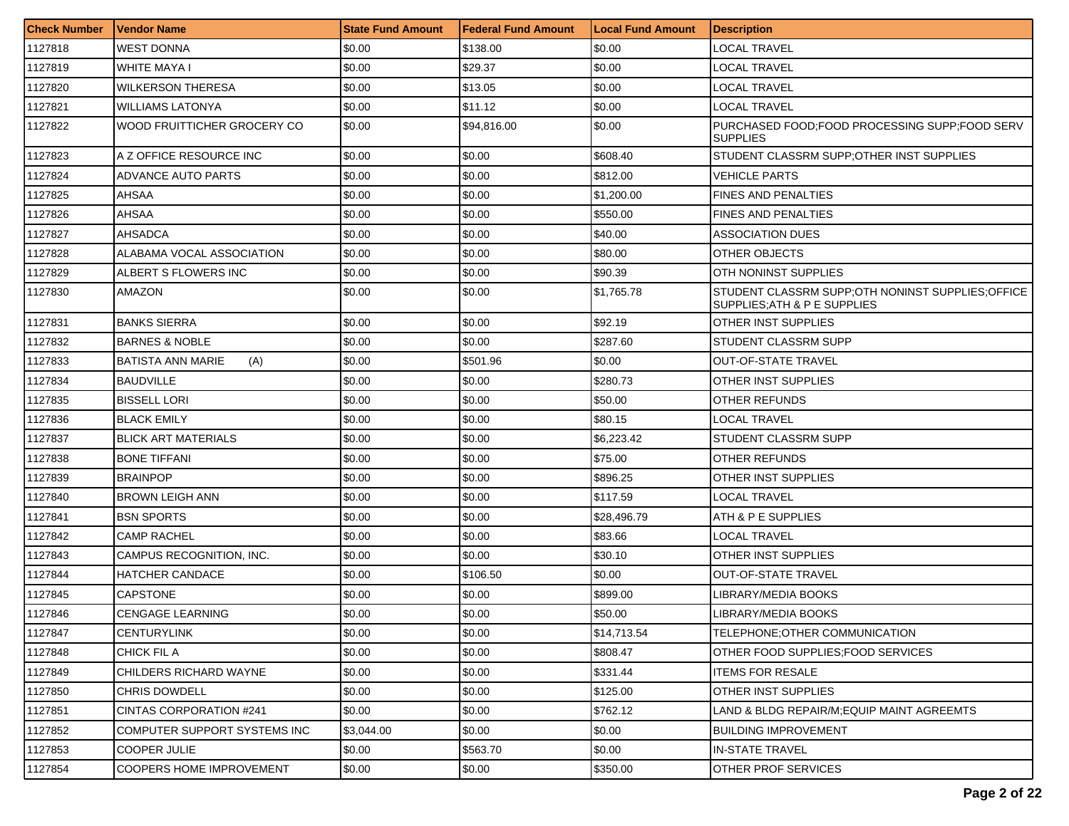| Check Number | Vendor Name | State Fund Amount | Federal Fund Amount | Local Fund Amount | Description |
|---|---|---|---|---|---|
| 1127818 | WEST DONNA | $0.00 | $138.00 | $0.00 | LOCAL TRAVEL |
| 1127819 | WHITE MAYA I | $0.00 | $29.37 | $0.00 | LOCAL TRAVEL |
| 1127820 | WILKERSON THERESA | $0.00 | $13.05 | $0.00 | LOCAL TRAVEL |
| 1127821 | WILLIAMS LATONYA | $0.00 | $11.12 | $0.00 | LOCAL TRAVEL |
| 1127822 | WOOD FRUITTICHER GROCERY CO | $0.00 | $94,816.00 | $0.00 | PURCHASED FOOD;FOOD PROCESSING SUPP;FOOD SERV SUPPLIES |
| 1127823 | A Z OFFICE RESOURCE INC | $0.00 | $0.00 | $608.40 | STUDENT CLASSRM SUPP;OTHER INST SUPPLIES |
| 1127824 | ADVANCE AUTO PARTS | $0.00 | $0.00 | $812.00 | VEHICLE PARTS |
| 1127825 | AHSAA | $0.00 | $0.00 | $1,200.00 | FINES AND PENALTIES |
| 1127826 | AHSAA | $0.00 | $0.00 | $550.00 | FINES AND PENALTIES |
| 1127827 | AHSADCA | $0.00 | $0.00 | $40.00 | ASSOCIATION DUES |
| 1127828 | ALABAMA VOCAL ASSOCIATION | $0.00 | $0.00 | $80.00 | OTHER OBJECTS |
| 1127829 | ALBERT S FLOWERS INC | $0.00 | $0.00 | $90.39 | OTH NONINST SUPPLIES |
| 1127830 | AMAZON | $0.00 | $0.00 | $1,765.78 | STUDENT CLASSRM SUPP;OTH NONINST SUPPLIES;OFFICE SUPPLIES;ATH & P E SUPPLIES |
| 1127831 | BANKS SIERRA | $0.00 | $0.00 | $92.19 | OTHER INST SUPPLIES |
| 1127832 | BARNES & NOBLE | $0.00 | $0.00 | $287.60 | STUDENT CLASSRM SUPP |
| 1127833 | BATISTA ANN MARIE (A) | $0.00 | $501.96 | $0.00 | OUT-OF-STATE TRAVEL |
| 1127834 | BAUDVILLE | $0.00 | $0.00 | $280.73 | OTHER INST SUPPLIES |
| 1127835 | BISSELL LORI | $0.00 | $0.00 | $50.00 | OTHER REFUNDS |
| 1127836 | BLACK EMILY | $0.00 | $0.00 | $80.15 | LOCAL TRAVEL |
| 1127837 | BLICK ART MATERIALS | $0.00 | $0.00 | $6,223.42 | STUDENT CLASSRM SUPP |
| 1127838 | BONE TIFFANI | $0.00 | $0.00 | $75.00 | OTHER REFUNDS |
| 1127839 | BRAINPOP | $0.00 | $0.00 | $896.25 | OTHER INST SUPPLIES |
| 1127840 | BROWN LEIGH ANN | $0.00 | $0.00 | $117.59 | LOCAL TRAVEL |
| 1127841 | BSN SPORTS | $0.00 | $0.00 | $28,496.79 | ATH & P E SUPPLIES |
| 1127842 | CAMP RACHEL | $0.00 | $0.00 | $83.66 | LOCAL TRAVEL |
| 1127843 | CAMPUS RECOGNITION, INC. | $0.00 | $0.00 | $30.10 | OTHER INST SUPPLIES |
| 1127844 | HATCHER CANDACE | $0.00 | $106.50 | $0.00 | OUT-OF-STATE TRAVEL |
| 1127845 | CAPSTONE | $0.00 | $0.00 | $899.00 | LIBRARY/MEDIA BOOKS |
| 1127846 | CENGAGE LEARNING | $0.00 | $0.00 | $50.00 | LIBRARY/MEDIA BOOKS |
| 1127847 | CENTURYLINK | $0.00 | $0.00 | $14,713.54 | TELEPHONE;OTHER COMMUNICATION |
| 1127848 | CHICK FIL A | $0.00 | $0.00 | $808.47 | OTHER FOOD SUPPLIES;FOOD SERVICES |
| 1127849 | CHILDERS RICHARD WAYNE | $0.00 | $0.00 | $331.44 | ITEMS FOR RESALE |
| 1127850 | CHRIS DOWDELL | $0.00 | $0.00 | $125.00 | OTHER INST SUPPLIES |
| 1127851 | CINTAS CORPORATION #241 | $0.00 | $0.00 | $762.12 | LAND & BLDG REPAIR/M;EQUIP MAINT AGREEMTS |
| 1127852 | COMPUTER SUPPORT SYSTEMS INC | $3,044.00 | $0.00 | $0.00 | BUILDING IMPROVEMENT |
| 1127853 | COOPER JULIE | $0.00 | $563.70 | $0.00 | IN-STATE TRAVEL |
| 1127854 | COOPERS HOME IMPROVEMENT | $0.00 | $0.00 | $350.00 | OTHER PROF SERVICES |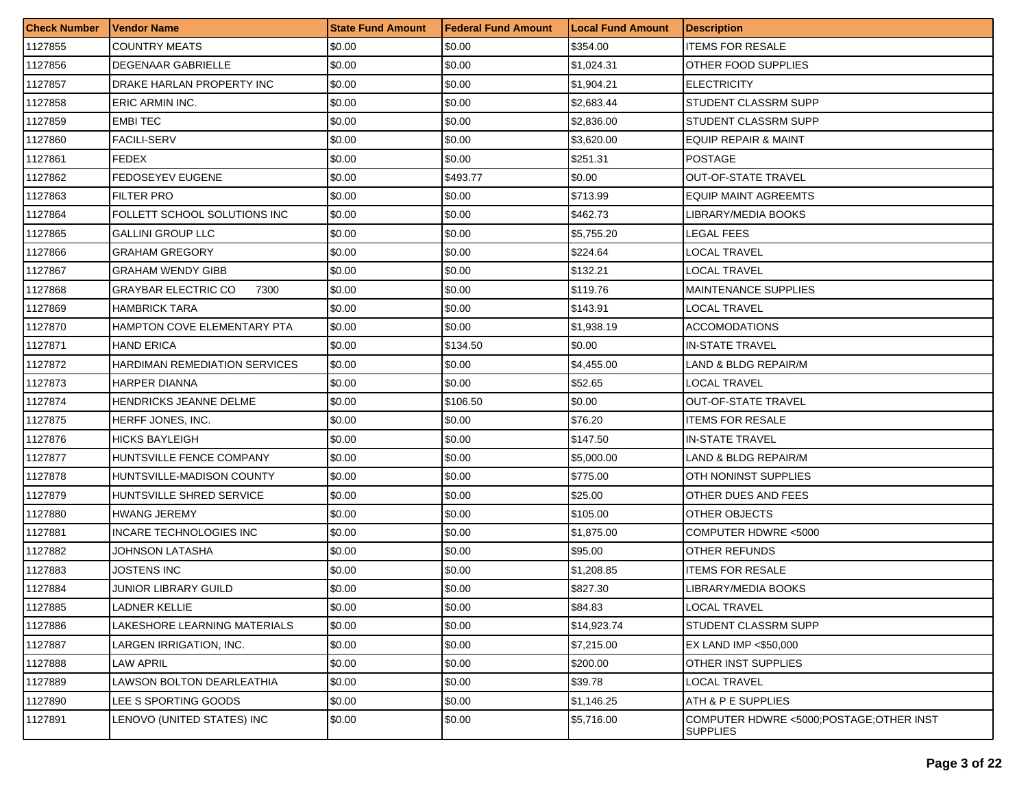| Check Number | Vendor Name | State Fund Amount | Federal Fund Amount | Local Fund Amount | Description |
|---|---|---|---|---|---|
| 1127855 | COUNTRY MEATS | $0.00 | $0.00 | $354.00 | ITEMS FOR RESALE |
| 1127856 | DEGENAAR GABRIELLE | $0.00 | $0.00 | $1,024.31 | OTHER FOOD SUPPLIES |
| 1127857 | DRAKE HARLAN PROPERTY INC | $0.00 | $0.00 | $1,904.21 | ELECTRICITY |
| 1127858 | ERIC ARMIN INC. | $0.00 | $0.00 | $2,683.44 | STUDENT CLASSRM SUPP |
| 1127859 | EMBI TEC | $0.00 | $0.00 | $2,836.00 | STUDENT CLASSRM SUPP |
| 1127860 | FACILI-SERV | $0.00 | $0.00 | $3,620.00 | EQUIP REPAIR & MAINT |
| 1127861 | FEDEX | $0.00 | $0.00 | $251.31 | POSTAGE |
| 1127862 | FEDOSEYEV EUGENE | $0.00 | $493.77 | $0.00 | OUT-OF-STATE TRAVEL |
| 1127863 | FILTER PRO | $0.00 | $0.00 | $713.99 | EQUIP MAINT AGREEMTS |
| 1127864 | FOLLETT SCHOOL SOLUTIONS INC | $0.00 | $0.00 | $462.73 | LIBRARY/MEDIA BOOKS |
| 1127865 | GALLINI GROUP LLC | $0.00 | $0.00 | $5,755.20 | LEGAL FEES |
| 1127866 | GRAHAM GREGORY | $0.00 | $0.00 | $224.64 | LOCAL TRAVEL |
| 1127867 | GRAHAM WENDY GIBB | $0.00 | $0.00 | $132.21 | LOCAL TRAVEL |
| 1127868 | GRAYBAR ELECTRIC CO 7300 | $0.00 | $0.00 | $119.76 | MAINTENANCE SUPPLIES |
| 1127869 | HAMBRICK TARA | $0.00 | $0.00 | $143.91 | LOCAL TRAVEL |
| 1127870 | HAMPTON COVE ELEMENTARY PTA | $0.00 | $0.00 | $1,938.19 | ACCOMODATIONS |
| 1127871 | HAND ERICA | $0.00 | $134.50 | $0.00 | IN-STATE TRAVEL |
| 1127872 | HARDIMAN REMEDIATION SERVICES | $0.00 | $0.00 | $4,455.00 | LAND & BLDG REPAIR/M |
| 1127873 | HARPER DIANNA | $0.00 | $0.00 | $52.65 | LOCAL TRAVEL |
| 1127874 | HENDRICKS JEANNE DELME | $0.00 | $106.50 | $0.00 | OUT-OF-STATE TRAVEL |
| 1127875 | HERFF JONES, INC. | $0.00 | $0.00 | $76.20 | ITEMS FOR RESALE |
| 1127876 | HICKS BAYLEIGH | $0.00 | $0.00 | $147.50 | IN-STATE TRAVEL |
| 1127877 | HUNTSVILLE FENCE COMPANY | $0.00 | $0.00 | $5,000.00 | LAND & BLDG REPAIR/M |
| 1127878 | HUNTSVILLE-MADISON COUNTY | $0.00 | $0.00 | $775.00 | OTH NONINST SUPPLIES |
| 1127879 | HUNTSVILLE SHRED SERVICE | $0.00 | $0.00 | $25.00 | OTHER DUES AND FEES |
| 1127880 | HWANG JEREMY | $0.00 | $0.00 | $105.00 | OTHER OBJECTS |
| 1127881 | INCARE TECHNOLOGIES INC | $0.00 | $0.00 | $1,875.00 | COMPUTER HDWRE <5000 |
| 1127882 | JOHNSON LATASHA | $0.00 | $0.00 | $95.00 | OTHER REFUNDS |
| 1127883 | JOSTENS INC | $0.00 | $0.00 | $1,208.85 | ITEMS FOR RESALE |
| 1127884 | JUNIOR LIBRARY GUILD | $0.00 | $0.00 | $827.30 | LIBRARY/MEDIA BOOKS |
| 1127885 | LADNER KELLIE | $0.00 | $0.00 | $84.83 | LOCAL TRAVEL |
| 1127886 | LAKESHORE LEARNING MATERIALS | $0.00 | $0.00 | $14,923.74 | STUDENT CLASSRM SUPP |
| 1127887 | LARGEN IRRIGATION, INC. | $0.00 | $0.00 | $7,215.00 | EX LAND IMP <$50,000 |
| 1127888 | LAW APRIL | $0.00 | $0.00 | $200.00 | OTHER INST SUPPLIES |
| 1127889 | LAWSON BOLTON DEARLEATHIA | $0.00 | $0.00 | $39.78 | LOCAL TRAVEL |
| 1127890 | LEE S SPORTING GOODS | $0.00 | $0.00 | $1,146.25 | ATH & P E SUPPLIES |
| 1127891 | LENOVO (UNITED STATES) INC | $0.00 | $0.00 | $5,716.00 | COMPUTER HDWRE <5000;POSTAGE;OTHER INST SUPPLIES |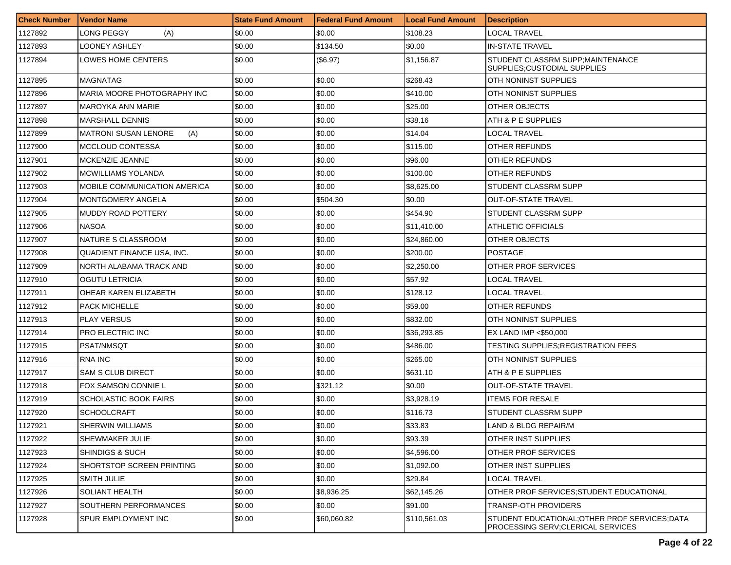| Check Number | Vendor Name | State Fund Amount | Federal Fund Amount | Local Fund Amount | Description |
|---|---|---|---|---|---|
| 1127892 | LONG PEGGY (A) | $0.00 | $0.00 | $108.23 | LOCAL TRAVEL |
| 1127893 | LOONEY ASHLEY | $0.00 | $134.50 | $0.00 | IN-STATE TRAVEL |
| 1127894 | LOWES HOME CENTERS | $0.00 | ($6.97) | $1,156.87 | STUDENT CLASSRM SUPP;MAINTENANCE SUPPLIES;CUSTODIAL SUPPLIES |
| 1127895 | MAGNATAG | $0.00 | $0.00 | $268.43 | OTH NONINST SUPPLIES |
| 1127896 | MARIA MOORE PHOTOGRAPHY INC | $0.00 | $0.00 | $410.00 | OTH NONINST SUPPLIES |
| 1127897 | MAROYKA ANN MARIE | $0.00 | $0.00 | $25.00 | OTHER OBJECTS |
| 1127898 | MARSHALL DENNIS | $0.00 | $0.00 | $38.16 | ATH & P E SUPPLIES |
| 1127899 | MATRONI SUSAN LENORE (A) | $0.00 | $0.00 | $14.04 | LOCAL TRAVEL |
| 1127900 | MCCLOUD CONTESSA | $0.00 | $0.00 | $115.00 | OTHER REFUNDS |
| 1127901 | MCKENZIE JEANNE | $0.00 | $0.00 | $96.00 | OTHER REFUNDS |
| 1127902 | MCWILLIAMS YOLANDA | $0.00 | $0.00 | $100.00 | OTHER REFUNDS |
| 1127903 | MOBILE COMMUNICATION AMERICA | $0.00 | $0.00 | $8,625.00 | STUDENT CLASSRM SUPP |
| 1127904 | MONTGOMERY ANGELA | $0.00 | $504.30 | $0.00 | OUT-OF-STATE TRAVEL |
| 1127905 | MUDDY ROAD POTTERY | $0.00 | $0.00 | $454.90 | STUDENT CLASSRM SUPP |
| 1127906 | NASOA | $0.00 | $0.00 | $11,410.00 | ATHLETIC OFFICIALS |
| 1127907 | NATURE S CLASSROOM | $0.00 | $0.00 | $24,860.00 | OTHER OBJECTS |
| 1127908 | QUADIENT FINANCE USA, INC. | $0.00 | $0.00 | $200.00 | POSTAGE |
| 1127909 | NORTH ALABAMA TRACK AND | $0.00 | $0.00 | $2,250.00 | OTHER PROF SERVICES |
| 1127910 | OGUTU LETRICIA | $0.00 | $0.00 | $57.92 | LOCAL TRAVEL |
| 1127911 | OHEAR KAREN ELIZABETH | $0.00 | $0.00 | $128.12 | LOCAL TRAVEL |
| 1127912 | PACK MICHELLE | $0.00 | $0.00 | $59.00 | OTHER REFUNDS |
| 1127913 | PLAY VERSUS | $0.00 | $0.00 | $832.00 | OTH NONINST SUPPLIES |
| 1127914 | PRO ELECTRIC INC | $0.00 | $0.00 | $36,293.85 | EX LAND IMP <$50,000 |
| 1127915 | PSAT/NMSQT | $0.00 | $0.00 | $486.00 | TESTING SUPPLIES;REGISTRATION FEES |
| 1127916 | RNA INC | $0.00 | $0.00 | $265.00 | OTH NONINST SUPPLIES |
| 1127917 | SAM S CLUB DIRECT | $0.00 | $0.00 | $631.10 | ATH & P E SUPPLIES |
| 1127918 | FOX SAMSON CONNIE L | $0.00 | $321.12 | $0.00 | OUT-OF-STATE TRAVEL |
| 1127919 | SCHOLASTIC BOOK FAIRS | $0.00 | $0.00 | $3,928.19 | ITEMS FOR RESALE |
| 1127920 | SCHOOLCRAFT | $0.00 | $0.00 | $116.73 | STUDENT CLASSRM SUPP |
| 1127921 | SHERWIN WILLIAMS | $0.00 | $0.00 | $33.83 | LAND & BLDG REPAIR/M |
| 1127922 | SHEWMAKER JULIE | $0.00 | $0.00 | $93.39 | OTHER INST SUPPLIES |
| 1127923 | SHINDIGS & SUCH | $0.00 | $0.00 | $4,596.00 | OTHER PROF SERVICES |
| 1127924 | SHORTSTOP SCREEN PRINTING | $0.00 | $0.00 | $1,092.00 | OTHER INST SUPPLIES |
| 1127925 | SMITH JULIE | $0.00 | $0.00 | $29.84 | LOCAL TRAVEL |
| 1127926 | SOLIANT HEALTH | $0.00 | $8,936.25 | $62,145.26 | OTHER PROF SERVICES;STUDENT EDUCATIONAL |
| 1127927 | SOUTHERN PERFORMANCES | $0.00 | $0.00 | $91.00 | TRANSP-OTH PROVIDERS |
| 1127928 | SPUR EMPLOYMENT INC | $0.00 | $60,060.82 | $110,561.03 | STUDENT EDUCATIONAL;OTHER PROF SERVICES;DATA PROCESSING SERV;CLERICAL SERVICES |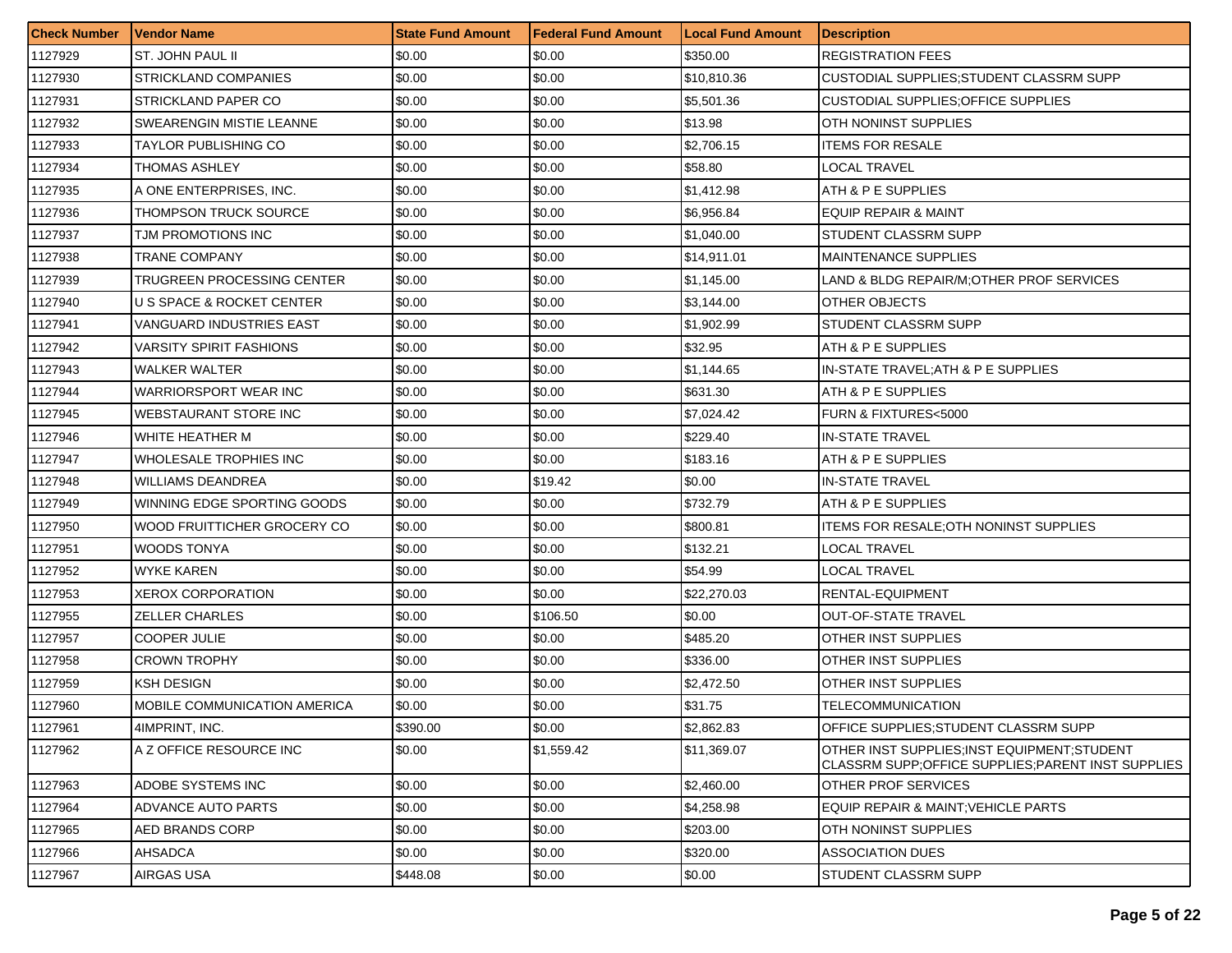| Check Number | Vendor Name | State Fund Amount | Federal Fund Amount | Local Fund Amount | Description |
|---|---|---|---|---|---|
| 1127929 | ST. JOHN PAUL II | $0.00 | $0.00 | $350.00 | REGISTRATION FEES |
| 1127930 | STRICKLAND COMPANIES | $0.00 | $0.00 | $10,810.36 | CUSTODIAL SUPPLIES;STUDENT CLASSRM SUPP |
| 1127931 | STRICKLAND PAPER CO | $0.00 | $0.00 | $5,501.36 | CUSTODIAL SUPPLIES;OFFICE SUPPLIES |
| 1127932 | SWEARENGIN MISTIE LEANNE | $0.00 | $0.00 | $13.98 | OTH NONINST SUPPLIES |
| 1127933 | TAYLOR PUBLISHING CO | $0.00 | $0.00 | $2,706.15 | ITEMS FOR RESALE |
| 1127934 | THOMAS ASHLEY | $0.00 | $0.00 | $58.80 | LOCAL TRAVEL |
| 1127935 | A ONE ENTERPRISES, INC. | $0.00 | $0.00 | $1,412.98 | ATH & P E SUPPLIES |
| 1127936 | THOMPSON TRUCK SOURCE | $0.00 | $0.00 | $6,956.84 | EQUIP REPAIR & MAINT |
| 1127937 | TJM PROMOTIONS INC | $0.00 | $0.00 | $1,040.00 | STUDENT CLASSRM SUPP |
| 1127938 | TRANE COMPANY | $0.00 | $0.00 | $14,911.01 | MAINTENANCE SUPPLIES |
| 1127939 | TRUGREEN PROCESSING CENTER | $0.00 | $0.00 | $1,145.00 | LAND & BLDG REPAIR/M;OTHER PROF SERVICES |
| 1127940 | U S SPACE & ROCKET CENTER | $0.00 | $0.00 | $3,144.00 | OTHER OBJECTS |
| 1127941 | VANGUARD INDUSTRIES EAST | $0.00 | $0.00 | $1,902.99 | STUDENT CLASSRM SUPP |
| 1127942 | VARSITY SPIRIT FASHIONS | $0.00 | $0.00 | $32.95 | ATH & P E SUPPLIES |
| 1127943 | WALKER WALTER | $0.00 | $0.00 | $1,144.65 | IN-STATE TRAVEL;ATH & P E SUPPLIES |
| 1127944 | WARRIORSPORT WEAR INC | $0.00 | $0.00 | $631.30 | ATH & P E SUPPLIES |
| 1127945 | WEBSTAURANT STORE INC | $0.00 | $0.00 | $7,024.42 | FURN & FIXTURES<5000 |
| 1127946 | WHITE HEATHER M | $0.00 | $0.00 | $229.40 | IN-STATE TRAVEL |
| 1127947 | WHOLESALE TROPHIES INC | $0.00 | $0.00 | $183.16 | ATH & P E SUPPLIES |
| 1127948 | WILLIAMS DEANDREA | $0.00 | $19.42 | $0.00 | IN-STATE TRAVEL |
| 1127949 | WINNING EDGE SPORTING GOODS | $0.00 | $0.00 | $732.79 | ATH & P E SUPPLIES |
| 1127950 | WOOD FRUITTICHER GROCERY CO | $0.00 | $0.00 | $800.81 | ITEMS FOR RESALE;OTH NONINST SUPPLIES |
| 1127951 | WOODS TONYA | $0.00 | $0.00 | $132.21 | LOCAL TRAVEL |
| 1127952 | WYKE KAREN | $0.00 | $0.00 | $54.99 | LOCAL TRAVEL |
| 1127953 | XEROX CORPORATION | $0.00 | $0.00 | $22,270.03 | RENTAL-EQUIPMENT |
| 1127955 | ZELLER CHARLES | $0.00 | $106.50 | $0.00 | OUT-OF-STATE TRAVEL |
| 1127957 | COOPER JULIE | $0.00 | $0.00 | $485.20 | OTHER INST SUPPLIES |
| 1127958 | CROWN TROPHY | $0.00 | $0.00 | $336.00 | OTHER INST SUPPLIES |
| 1127959 | KSH DESIGN | $0.00 | $0.00 | $2,472.50 | OTHER INST SUPPLIES |
| 1127960 | MOBILE COMMUNICATION AMERICA | $0.00 | $0.00 | $31.75 | TELECOMMUNICATION |
| 1127961 | 4IMPRINT, INC. | $390.00 | $0.00 | $2,862.83 | OFFICE SUPPLIES;STUDENT CLASSRM SUPP |
| 1127962 | A Z OFFICE RESOURCE INC | $0.00 | $1,559.42 | $11,369.07 | OTHER INST SUPPLIES;INST EQUIPMENT;STUDENT CLASSRM SUPP;OFFICE SUPPLIES;PARENT INST SUPPLIES |
| 1127963 | ADOBE SYSTEMS INC | $0.00 | $0.00 | $2,460.00 | OTHER PROF SERVICES |
| 1127964 | ADVANCE AUTO PARTS | $0.00 | $0.00 | $4,258.98 | EQUIP REPAIR & MAINT;VEHICLE PARTS |
| 1127965 | AED BRANDS CORP | $0.00 | $0.00 | $203.00 | OTH NONINST SUPPLIES |
| 1127966 | AHSADCA | $0.00 | $0.00 | $320.00 | ASSOCIATION DUES |
| 1127967 | AIRGAS USA | $448.08 | $0.00 | $0.00 | STUDENT CLASSRM SUPP |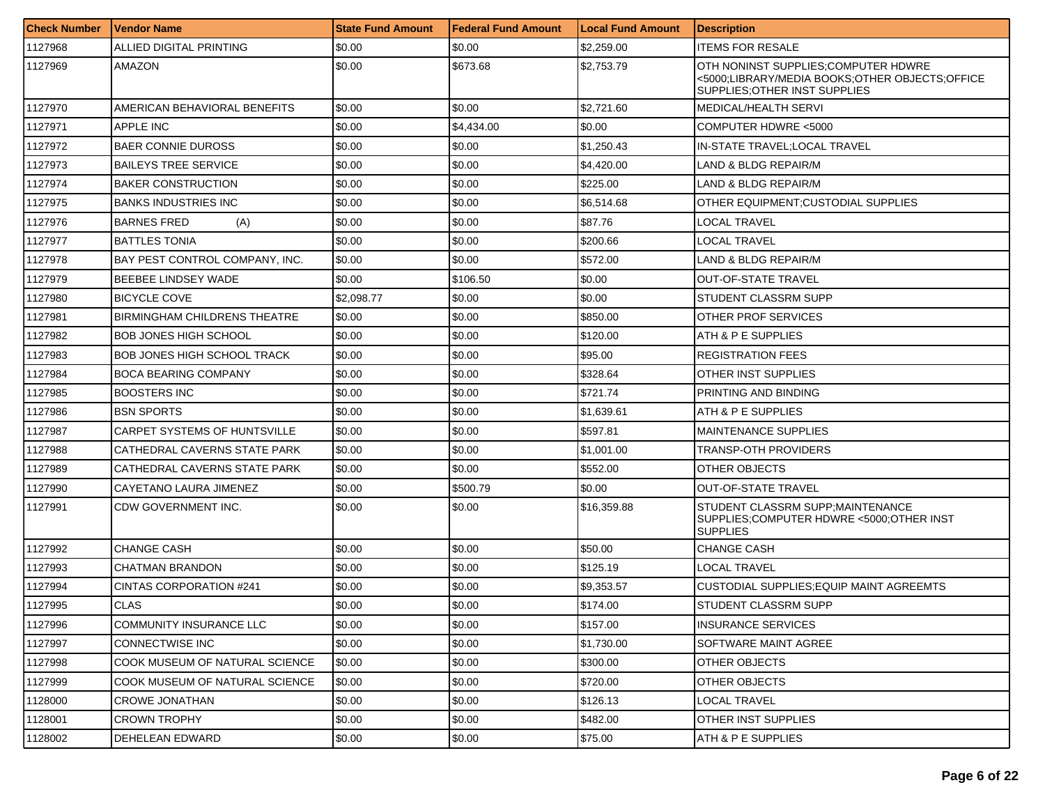| Check Number | Vendor Name | State Fund Amount | Federal Fund Amount | Local Fund Amount | Description |
| --- | --- | --- | --- | --- | --- |
| 1127968 | ALLIED DIGITAL PRINTING | $0.00 | $0.00 | $2,259.00 | ITEMS FOR RESALE |
| 1127969 | AMAZON | $0.00 | $673.68 | $2,753.79 | OTH NONINST SUPPLIES;COMPUTER HDWRE <5000;LIBRARY/MEDIA BOOKS;OTHER OBJECTS;OFFICE SUPPLIES;OTHER INST SUPPLIES |
| 1127970 | AMERICAN BEHAVIORAL BENEFITS | $0.00 | $0.00 | $2,721.60 | MEDICAL/HEALTH SERVI |
| 1127971 | APPLE INC | $0.00 | $4,434.00 | $0.00 | COMPUTER HDWRE <5000 |
| 1127972 | BAER CONNIE DUROSS | $0.00 | $0.00 | $1,250.43 | IN-STATE TRAVEL;LOCAL TRAVEL |
| 1127973 | BAILEYS TREE SERVICE | $0.00 | $0.00 | $4,420.00 | LAND & BLDG REPAIR/M |
| 1127974 | BAKER CONSTRUCTION | $0.00 | $0.00 | $225.00 | LAND & BLDG REPAIR/M |
| 1127975 | BANKS INDUSTRIES INC | $0.00 | $0.00 | $6,514.68 | OTHER EQUIPMENT;CUSTODIAL SUPPLIES |
| 1127976 | BARNES FRED (A) | $0.00 | $0.00 | $87.76 | LOCAL TRAVEL |
| 1127977 | BATTLES TONIA | $0.00 | $0.00 | $200.66 | LOCAL TRAVEL |
| 1127978 | BAY PEST CONTROL COMPANY, INC. | $0.00 | $0.00 | $572.00 | LAND & BLDG REPAIR/M |
| 1127979 | BEEBEE LINDSEY WADE | $0.00 | $106.50 | $0.00 | OUT-OF-STATE TRAVEL |
| 1127980 | BICYCLE COVE | $2,098.77 | $0.00 | $0.00 | STUDENT CLASSRM SUPP |
| 1127981 | BIRMINGHAM CHILDRENS THEATRE | $0.00 | $0.00 | $850.00 | OTHER PROF SERVICES |
| 1127982 | BOB JONES HIGH SCHOOL | $0.00 | $0.00 | $120.00 | ATH & P E SUPPLIES |
| 1127983 | BOB JONES HIGH SCHOOL TRACK | $0.00 | $0.00 | $95.00 | REGISTRATION FEES |
| 1127984 | BOCA BEARING COMPANY | $0.00 | $0.00 | $328.64 | OTHER INST SUPPLIES |
| 1127985 | BOOSTERS INC | $0.00 | $0.00 | $721.74 | PRINTING AND BINDING |
| 1127986 | BSN SPORTS | $0.00 | $0.00 | $1,639.61 | ATH & P E SUPPLIES |
| 1127987 | CARPET SYSTEMS OF HUNTSVILLE | $0.00 | $0.00 | $597.81 | MAINTENANCE SUPPLIES |
| 1127988 | CATHEDRAL CAVERNS STATE PARK | $0.00 | $0.00 | $1,001.00 | TRANSP-OTH PROVIDERS |
| 1127989 | CATHEDRAL CAVERNS STATE PARK | $0.00 | $0.00 | $552.00 | OTHER OBJECTS |
| 1127990 | CAYETANO LAURA JIMENEZ | $0.00 | $500.79 | $0.00 | OUT-OF-STATE TRAVEL |
| 1127991 | CDW GOVERNMENT INC. | $0.00 | $0.00 | $16,359.88 | STUDENT CLASSRM SUPP;MAINTENANCE SUPPLIES;COMPUTER HDWRE <5000;OTHER INST SUPPLIES |
| 1127992 | CHANGE CASH | $0.00 | $0.00 | $50.00 | CHANGE CASH |
| 1127993 | CHATMAN BRANDON | $0.00 | $0.00 | $125.19 | LOCAL TRAVEL |
| 1127994 | CINTAS CORPORATION #241 | $0.00 | $0.00 | $9,353.57 | CUSTODIAL SUPPLIES;EQUIP MAINT AGREEMTS |
| 1127995 | CLAS | $0.00 | $0.00 | $174.00 | STUDENT CLASSRM SUPP |
| 1127996 | COMMUNITY INSURANCE LLC | $0.00 | $0.00 | $157.00 | INSURANCE SERVICES |
| 1127997 | CONNECTWISE INC | $0.00 | $0.00 | $1,730.00 | SOFTWARE MAINT AGREE |
| 1127998 | COOK MUSEUM OF NATURAL SCIENCE | $0.00 | $0.00 | $300.00 | OTHER OBJECTS |
| 1127999 | COOK MUSEUM OF NATURAL SCIENCE | $0.00 | $0.00 | $720.00 | OTHER OBJECTS |
| 1128000 | CROWE JONATHAN | $0.00 | $0.00 | $126.13 | LOCAL TRAVEL |
| 1128001 | CROWN TROPHY | $0.00 | $0.00 | $482.00 | OTHER INST SUPPLIES |
| 1128002 | DEHELEAN EDWARD | $0.00 | $0.00 | $75.00 | ATH & P E SUPPLIES |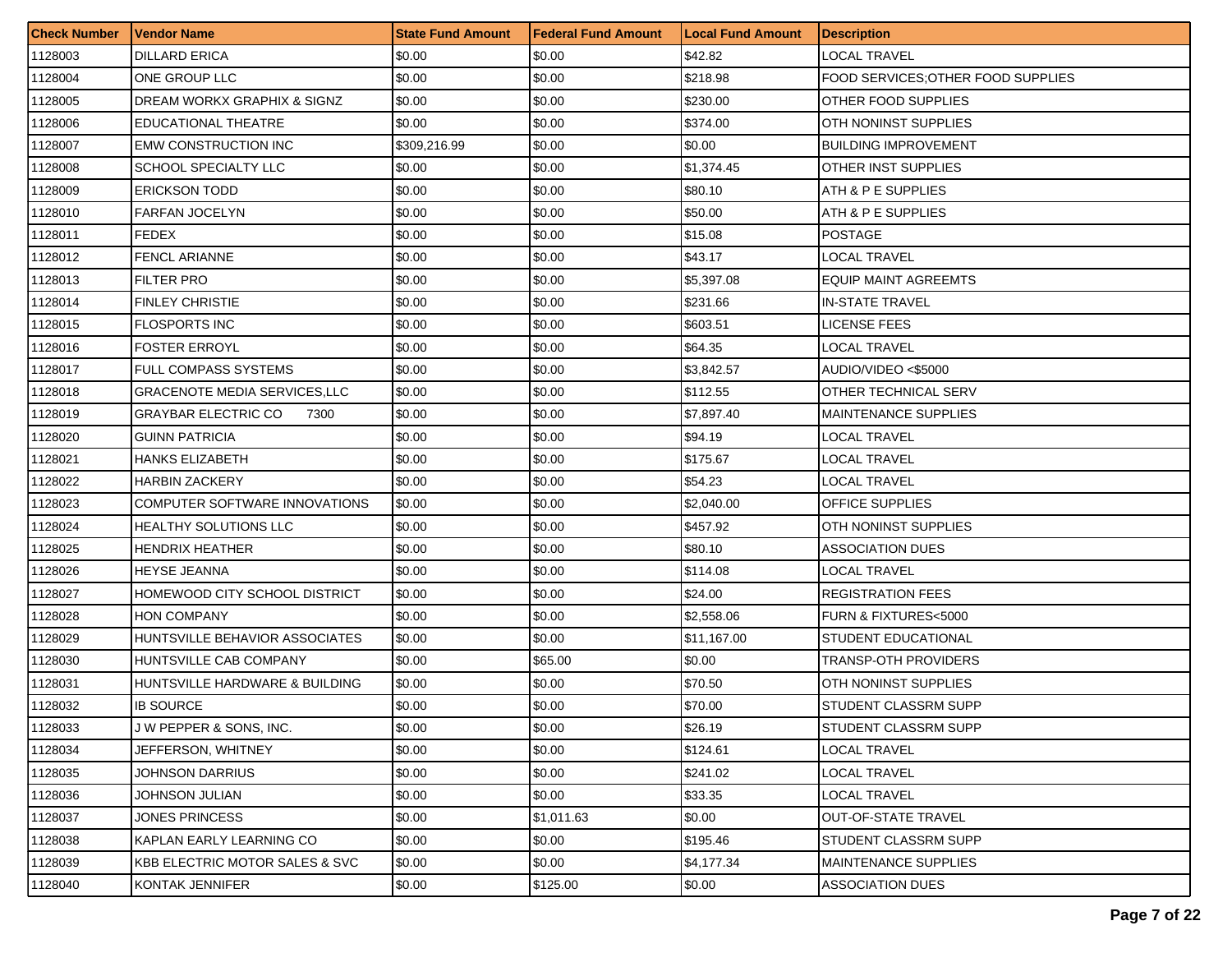| Check Number | Vendor Name | State Fund Amount | Federal Fund Amount | Local Fund Amount | Description |
| --- | --- | --- | --- | --- | --- |
| 1128003 | DILLARD ERICA | $0.00 | $0.00 | $42.82 | LOCAL TRAVEL |
| 1128004 | ONE GROUP LLC | $0.00 | $0.00 | $218.98 | FOOD SERVICES;OTHER FOOD SUPPLIES |
| 1128005 | DREAM WORKX GRAPHIX & SIGNZ | $0.00 | $0.00 | $230.00 | OTHER FOOD SUPPLIES |
| 1128006 | EDUCATIONAL THEATRE | $0.00 | $0.00 | $374.00 | OTH NONINST SUPPLIES |
| 1128007 | EMW CONSTRUCTION INC | $309,216.99 | $0.00 | $0.00 | BUILDING IMPROVEMENT |
| 1128008 | SCHOOL SPECIALTY LLC | $0.00 | $0.00 | $1,374.45 | OTHER INST SUPPLIES |
| 1128009 | ERICKSON TODD | $0.00 | $0.00 | $80.10 | ATH & P E SUPPLIES |
| 1128010 | FARFAN JOCELYN | $0.00 | $0.00 | $50.00 | ATH & P E SUPPLIES |
| 1128011 | FEDEX | $0.00 | $0.00 | $15.08 | POSTAGE |
| 1128012 | FENCL ARIANNE | $0.00 | $0.00 | $43.17 | LOCAL TRAVEL |
| 1128013 | FILTER PRO | $0.00 | $0.00 | $5,397.08 | EQUIP MAINT AGREEMTS |
| 1128014 | FINLEY CHRISTIE | $0.00 | $0.00 | $231.66 | IN-STATE TRAVEL |
| 1128015 | FLOSPORTS INC | $0.00 | $0.00 | $603.51 | LICENSE FEES |
| 1128016 | FOSTER ERROYL | $0.00 | $0.00 | $64.35 | LOCAL TRAVEL |
| 1128017 | FULL COMPASS SYSTEMS | $0.00 | $0.00 | $3,842.57 | AUDIO/VIDEO <$5000 |
| 1128018 | GRACENOTE MEDIA SERVICES,LLC | $0.00 | $0.00 | $112.55 | OTHER TECHNICAL SERV |
| 1128019 | GRAYBAR ELECTRIC CO 7300 | $0.00 | $0.00 | $7,897.40 | MAINTENANCE SUPPLIES |
| 1128020 | GUINN PATRICIA | $0.00 | $0.00 | $94.19 | LOCAL TRAVEL |
| 1128021 | HANKS ELIZABETH | $0.00 | $0.00 | $175.67 | LOCAL TRAVEL |
| 1128022 | HARBIN ZACKERY | $0.00 | $0.00 | $54.23 | LOCAL TRAVEL |
| 1128023 | COMPUTER SOFTWARE INNOVATIONS | $0.00 | $0.00 | $2,040.00 | OFFICE SUPPLIES |
| 1128024 | HEALTHY SOLUTIONS LLC | $0.00 | $0.00 | $457.92 | OTH NONINST SUPPLIES |
| 1128025 | HENDRIX HEATHER | $0.00 | $0.00 | $80.10 | ASSOCIATION DUES |
| 1128026 | HEYSE JEANNA | $0.00 | $0.00 | $114.08 | LOCAL TRAVEL |
| 1128027 | HOMEWOOD CITY SCHOOL DISTRICT | $0.00 | $0.00 | $24.00 | REGISTRATION FEES |
| 1128028 | HON COMPANY | $0.00 | $0.00 | $2,558.06 | FURN & FIXTURES<5000 |
| 1128029 | HUNTSVILLE BEHAVIOR ASSOCIATES | $0.00 | $0.00 | $11,167.00 | STUDENT EDUCATIONAL |
| 1128030 | HUNTSVILLE CAB COMPANY | $0.00 | $65.00 | $0.00 | TRANSP-OTH PROVIDERS |
| 1128031 | HUNTSVILLE HARDWARE & BUILDING | $0.00 | $0.00 | $70.50 | OTH NONINST SUPPLIES |
| 1128032 | IB SOURCE | $0.00 | $0.00 | $70.00 | STUDENT CLASSRM SUPP |
| 1128033 | J W PEPPER & SONS, INC. | $0.00 | $0.00 | $26.19 | STUDENT CLASSRM SUPP |
| 1128034 | JEFFERSON, WHITNEY | $0.00 | $0.00 | $124.61 | LOCAL TRAVEL |
| 1128035 | JOHNSON DARRIUS | $0.00 | $0.00 | $241.02 | LOCAL TRAVEL |
| 1128036 | JOHNSON JULIAN | $0.00 | $0.00 | $33.35 | LOCAL TRAVEL |
| 1128037 | JONES PRINCESS | $0.00 | $1,011.63 | $0.00 | OUT-OF-STATE TRAVEL |
| 1128038 | KAPLAN EARLY LEARNING CO | $0.00 | $0.00 | $195.46 | STUDENT CLASSRM SUPP |
| 1128039 | KBB ELECTRIC MOTOR SALES & SVC | $0.00 | $0.00 | $4,177.34 | MAINTENANCE SUPPLIES |
| 1128040 | KONTAK JENNIFER | $0.00 | $125.00 | $0.00 | ASSOCIATION DUES |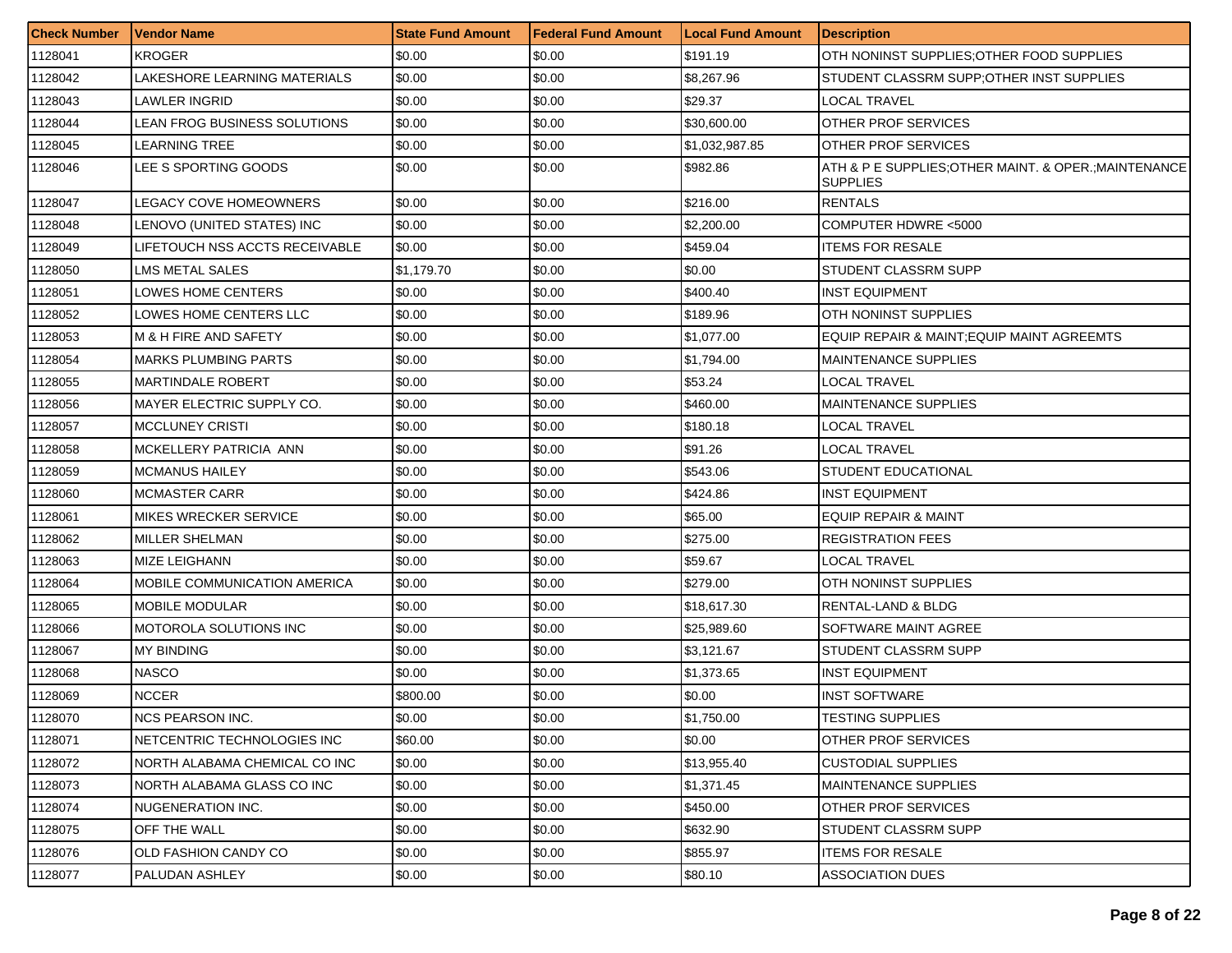| Check Number | Vendor Name | State Fund Amount | Federal Fund Amount | Local Fund Amount | Description |
|---|---|---|---|---|---|
| 1128041 | KROGER | $0.00 | $0.00 | $191.19 | OTH NONINST SUPPLIES;OTHER FOOD SUPPLIES |
| 1128042 | LAKESHORE LEARNING MATERIALS | $0.00 | $0.00 | $8,267.96 | STUDENT CLASSRM SUPP;OTHER INST SUPPLIES |
| 1128043 | LAWLER INGRID | $0.00 | $0.00 | $29.37 | LOCAL TRAVEL |
| 1128044 | LEAN FROG BUSINESS SOLUTIONS | $0.00 | $0.00 | $30,600.00 | OTHER PROF SERVICES |
| 1128045 | LEARNING TREE | $0.00 | $0.00 | $1,032,987.85 | OTHER PROF SERVICES |
| 1128046 | LEE S SPORTING GOODS | $0.00 | $0.00 | $982.86 | ATH & P E SUPPLIES;OTHER MAINT. & OPER.;MAINTENANCE SUPPLIES |
| 1128047 | LEGACY COVE HOMEOWNERS | $0.00 | $0.00 | $216.00 | RENTALS |
| 1128048 | LENOVO (UNITED STATES) INC | $0.00 | $0.00 | $2,200.00 | COMPUTER HDWRE <5000 |
| 1128049 | LIFETOUCH NSS ACCTS RECEIVABLE | $0.00 | $0.00 | $459.04 | ITEMS FOR RESALE |
| 1128050 | LMS METAL SALES | $1,179.70 | $0.00 | $0.00 | STUDENT CLASSRM SUPP |
| 1128051 | LOWES HOME CENTERS | $0.00 | $0.00 | $400.40 | INST EQUIPMENT |
| 1128052 | LOWES HOME CENTERS LLC | $0.00 | $0.00 | $189.96 | OTH NONINST SUPPLIES |
| 1128053 | M & H FIRE AND SAFETY | $0.00 | $0.00 | $1,077.00 | EQUIP REPAIR & MAINT;EQUIP MAINT AGREEMTS |
| 1128054 | MARKS PLUMBING PARTS | $0.00 | $0.00 | $1,794.00 | MAINTENANCE SUPPLIES |
| 1128055 | MARTINDALE ROBERT | $0.00 | $0.00 | $53.24 | LOCAL TRAVEL |
| 1128056 | MAYER ELECTRIC SUPPLY CO. | $0.00 | $0.00 | $460.00 | MAINTENANCE SUPPLIES |
| 1128057 | MCCLUNEY CRISTI | $0.00 | $0.00 | $180.18 | LOCAL TRAVEL |
| 1128058 | MCKELLERY PATRICIA ANN | $0.00 | $0.00 | $91.26 | LOCAL TRAVEL |
| 1128059 | MCMANUS HAILEY | $0.00 | $0.00 | $543.06 | STUDENT EDUCATIONAL |
| 1128060 | MCMASTER CARR | $0.00 | $0.00 | $424.86 | INST EQUIPMENT |
| 1128061 | MIKES WRECKER SERVICE | $0.00 | $0.00 | $65.00 | EQUIP REPAIR & MAINT |
| 1128062 | MILLER SHELMAN | $0.00 | $0.00 | $275.00 | REGISTRATION FEES |
| 1128063 | MIZE LEIGHANN | $0.00 | $0.00 | $59.67 | LOCAL TRAVEL |
| 1128064 | MOBILE COMMUNICATION AMERICA | $0.00 | $0.00 | $279.00 | OTH NONINST SUPPLIES |
| 1128065 | MOBILE MODULAR | $0.00 | $0.00 | $18,617.30 | RENTAL-LAND & BLDG |
| 1128066 | MOTOROLA SOLUTIONS INC | $0.00 | $0.00 | $25,989.60 | SOFTWARE MAINT AGREE |
| 1128067 | MY BINDING | $0.00 | $0.00 | $3,121.67 | STUDENT CLASSRM SUPP |
| 1128068 | NASCO | $0.00 | $0.00 | $1,373.65 | INST EQUIPMENT |
| 1128069 | NCCER | $800.00 | $0.00 | $0.00 | INST SOFTWARE |
| 1128070 | NCS PEARSON INC. | $0.00 | $0.00 | $1,750.00 | TESTING SUPPLIES |
| 1128071 | NETCENTRIC TECHNOLOGIES INC | $60.00 | $0.00 | $0.00 | OTHER PROF SERVICES |
| 1128072 | NORTH ALABAMA CHEMICAL CO INC | $0.00 | $0.00 | $13,955.40 | CUSTODIAL SUPPLIES |
| 1128073 | NORTH ALABAMA GLASS CO INC | $0.00 | $0.00 | $1,371.45 | MAINTENANCE SUPPLIES |
| 1128074 | NUGENERATION INC. | $0.00 | $0.00 | $450.00 | OTHER PROF SERVICES |
| 1128075 | OFF THE WALL | $0.00 | $0.00 | $632.90 | STUDENT CLASSRM SUPP |
| 1128076 | OLD FASHION CANDY CO | $0.00 | $0.00 | $855.97 | ITEMS FOR RESALE |
| 1128077 | PALUDAN ASHLEY | $0.00 | $0.00 | $80.10 | ASSOCIATION DUES |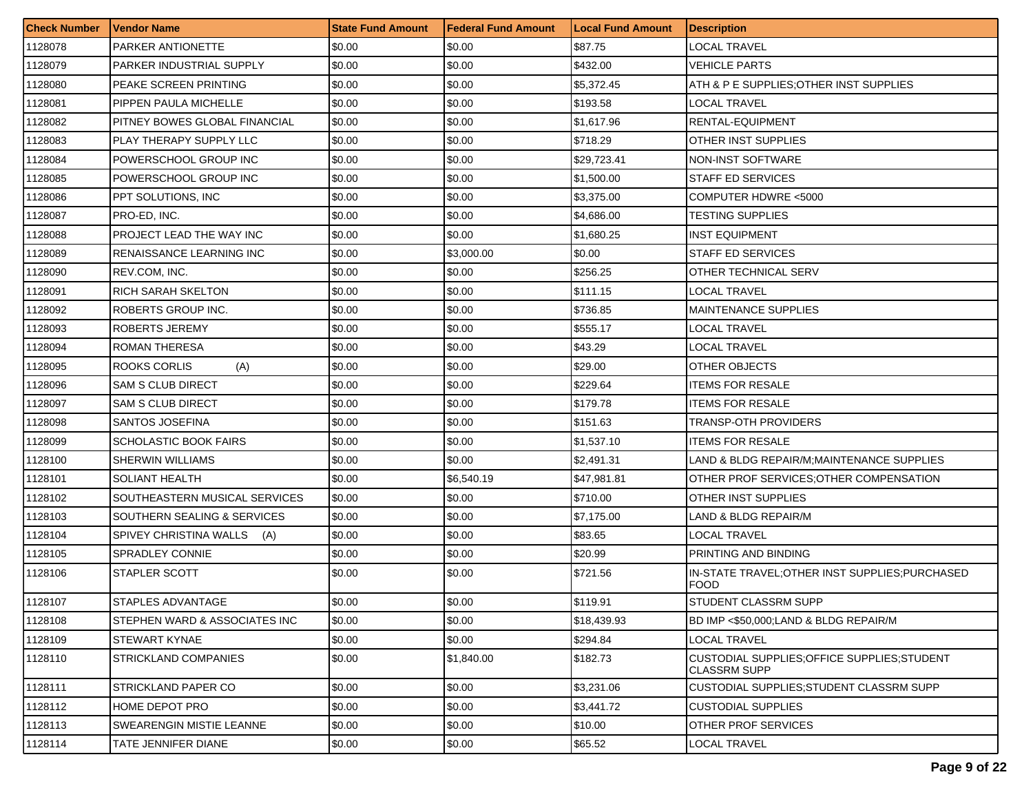| Check Number | Vendor Name | State Fund Amount | Federal Fund Amount | Local Fund Amount | Description |
|---|---|---|---|---|---|
| 1128078 | PARKER ANTIONETTE | $0.00 | $0.00 | $87.75 | LOCAL TRAVEL |
| 1128079 | PARKER INDUSTRIAL SUPPLY | $0.00 | $0.00 | $432.00 | VEHICLE PARTS |
| 1128080 | PEAKE SCREEN PRINTING | $0.00 | $0.00 | $5,372.45 | ATH & P E SUPPLIES;OTHER INST SUPPLIES |
| 1128081 | PIPPEN PAULA MICHELLE | $0.00 | $0.00 | $193.58 | LOCAL TRAVEL |
| 1128082 | PITNEY BOWES GLOBAL FINANCIAL | $0.00 | $0.00 | $1,617.96 | RENTAL-EQUIPMENT |
| 1128083 | PLAY THERAPY SUPPLY LLC | $0.00 | $0.00 | $718.29 | OTHER INST SUPPLIES |
| 1128084 | POWERSCHOOL GROUP INC | $0.00 | $0.00 | $29,723.41 | NON-INST SOFTWARE |
| 1128085 | POWERSCHOOL GROUP INC | $0.00 | $0.00 | $1,500.00 | STAFF ED SERVICES |
| 1128086 | PPT SOLUTIONS, INC | $0.00 | $0.00 | $3,375.00 | COMPUTER HDWRE <5000 |
| 1128087 | PRO-ED, INC. | $0.00 | $0.00 | $4,686.00 | TESTING SUPPLIES |
| 1128088 | PROJECT LEAD THE WAY INC | $0.00 | $0.00 | $1,680.25 | INST EQUIPMENT |
| 1128089 | RENAISSANCE LEARNING INC | $0.00 | $3,000.00 | $0.00 | STAFF ED SERVICES |
| 1128090 | REV.COM, INC. | $0.00 | $0.00 | $256.25 | OTHER TECHNICAL SERV |
| 1128091 | RICH SARAH SKELTON | $0.00 | $0.00 | $111.15 | LOCAL TRAVEL |
| 1128092 | ROBERTS GROUP INC. | $0.00 | $0.00 | $736.85 | MAINTENANCE SUPPLIES |
| 1128093 | ROBERTS JEREMY | $0.00 | $0.00 | $555.17 | LOCAL TRAVEL |
| 1128094 | ROMAN THERESA | $0.00 | $0.00 | $43.29 | LOCAL TRAVEL |
| 1128095 | ROOKS CORLIS (A) | $0.00 | $0.00 | $29.00 | OTHER OBJECTS |
| 1128096 | SAM S CLUB DIRECT | $0.00 | $0.00 | $229.64 | ITEMS FOR RESALE |
| 1128097 | SAM S CLUB DIRECT | $0.00 | $0.00 | $179.78 | ITEMS FOR RESALE |
| 1128098 | SANTOS JOSEFINA | $0.00 | $0.00 | $151.63 | TRANSP-OTH PROVIDERS |
| 1128099 | SCHOLASTIC BOOK FAIRS | $0.00 | $0.00 | $1,537.10 | ITEMS FOR RESALE |
| 1128100 | SHERWIN WILLIAMS | $0.00 | $0.00 | $2,491.31 | LAND & BLDG REPAIR/M;MAINTENANCE SUPPLIES |
| 1128101 | SOLIANT HEALTH | $0.00 | $6,540.19 | $47,981.81 | OTHER PROF SERVICES;OTHER COMPENSATION |
| 1128102 | SOUTHEASTERN MUSICAL SERVICES | $0.00 | $0.00 | $710.00 | OTHER INST SUPPLIES |
| 1128103 | SOUTHERN SEALING & SERVICES | $0.00 | $0.00 | $7,175.00 | LAND & BLDG REPAIR/M |
| 1128104 | SPIVEY CHRISTINA WALLS (A) | $0.00 | $0.00 | $83.65 | LOCAL TRAVEL |
| 1128105 | SPRADLEY CONNIE | $0.00 | $0.00 | $20.99 | PRINTING AND BINDING |
| 1128106 | STAPLER SCOTT | $0.00 | $0.00 | $721.56 | IN-STATE TRAVEL;OTHER INST SUPPLIES;PURCHASED FOOD |
| 1128107 | STAPLES ADVANTAGE | $0.00 | $0.00 | $119.91 | STUDENT CLASSRM SUPP |
| 1128108 | STEPHEN WARD & ASSOCIATES INC | $0.00 | $0.00 | $18,439.93 | BD IMP <$50,000;LAND & BLDG REPAIR/M |
| 1128109 | STEWART KYNAE | $0.00 | $0.00 | $294.84 | LOCAL TRAVEL |
| 1128110 | STRICKLAND COMPANIES | $0.00 | $1,840.00 | $182.73 | CUSTODIAL SUPPLIES;OFFICE SUPPLIES;STUDENT CLASSRM SUPP |
| 1128111 | STRICKLAND PAPER CO | $0.00 | $0.00 | $3,231.06 | CUSTODIAL SUPPLIES;STUDENT CLASSRM SUPP |
| 1128112 | HOME DEPOT PRO | $0.00 | $0.00 | $3,441.72 | CUSTODIAL SUPPLIES |
| 1128113 | SWEARENGIN MISTIE LEANNE | $0.00 | $0.00 | $10.00 | OTHER PROF SERVICES |
| 1128114 | TATE JENNIFER DIANE | $0.00 | $0.00 | $65.52 | LOCAL TRAVEL |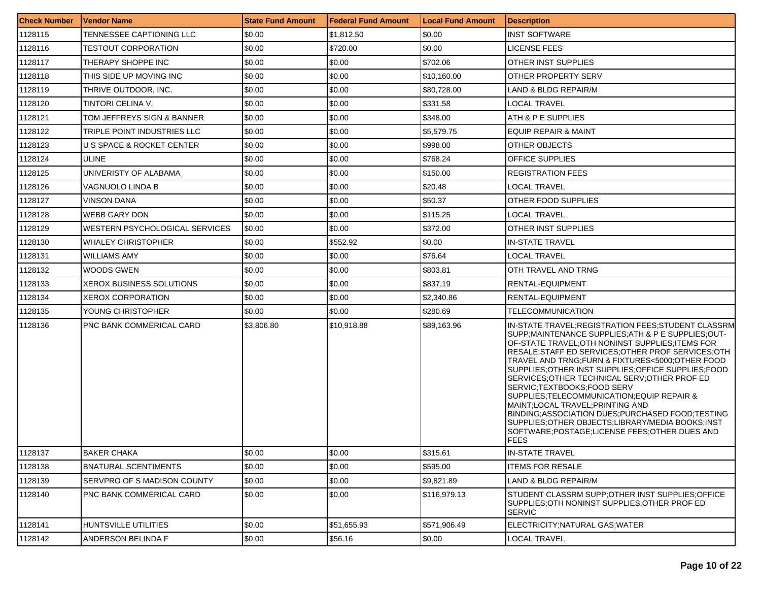| Check Number | Vendor Name | State Fund Amount | Federal Fund Amount | Local Fund Amount | Description |
|---|---|---|---|---|---|
| 1128115 | TENNESSEE CAPTIONING LLC | $0.00 | $1,812.50 | $0.00 | INST SOFTWARE |
| 1128116 | TESTOUT CORPORATION | $0.00 | $720.00 | $0.00 | LICENSE FEES |
| 1128117 | THERAPY SHOPPE INC | $0.00 | $0.00 | $702.06 | OTHER INST SUPPLIES |
| 1128118 | THIS SIDE UP MOVING INC | $0.00 | $0.00 | $10,160.00 | OTHER PROPERTY SERV |
| 1128119 | THRIVE OUTDOOR, INC. | $0.00 | $0.00 | $80,728.00 | LAND & BLDG REPAIR/M |
| 1128120 | TINTORI CELINA V. | $0.00 | $0.00 | $331.58 | LOCAL TRAVEL |
| 1128121 | TOM JEFFREYS SIGN & BANNER | $0.00 | $0.00 | $348.00 | ATH & P E SUPPLIES |
| 1128122 | TRIPLE POINT INDUSTRIES LLC | $0.00 | $0.00 | $5,579.75 | EQUIP REPAIR & MAINT |
| 1128123 | U S SPACE & ROCKET CENTER | $0.00 | $0.00 | $998.00 | OTHER OBJECTS |
| 1128124 | ULINE | $0.00 | $0.00 | $768.24 | OFFICE SUPPLIES |
| 1128125 | UNIVERISTY OF ALABAMA | $0.00 | $0.00 | $150.00 | REGISTRATION FEES |
| 1128126 | VAGNUOLO LINDA B | $0.00 | $0.00 | $20.48 | LOCAL TRAVEL |
| 1128127 | VINSON DANA | $0.00 | $0.00 | $50.37 | OTHER FOOD SUPPLIES |
| 1128128 | WEBB GARY DON | $0.00 | $0.00 | $115.25 | LOCAL TRAVEL |
| 1128129 | WESTERN PSYCHOLOGICAL SERVICES | $0.00 | $0.00 | $372.00 | OTHER INST SUPPLIES |
| 1128130 | WHALEY CHRISTOPHER | $0.00 | $552.92 | $0.00 | IN-STATE TRAVEL |
| 1128131 | WILLIAMS AMY | $0.00 | $0.00 | $76.64 | LOCAL TRAVEL |
| 1128132 | WOODS GWEN | $0.00 | $0.00 | $803.81 | OTH TRAVEL AND TRNG |
| 1128133 | XEROX BUSINESS SOLUTIONS | $0.00 | $0.00 | $837.19 | RENTAL-EQUIPMENT |
| 1128134 | XEROX CORPORATION | $0.00 | $0.00 | $2,340.86 | RENTAL-EQUIPMENT |
| 1128135 | YOUNG CHRISTOPHER | $0.00 | $0.00 | $280.69 | TELECOMMUNICATION |
| 1128136 | PNC BANK COMMERICAL CARD | $3,806.80 | $10,918.88 | $89,163.96 | IN-STATE TRAVEL;REGISTRATION FEES;STUDENT CLASSRM SUPP;MAINTENANCE SUPPLIES;ATH & P E SUPPLIES;OUT-OF-STATE TRAVEL;OTH NONINST SUPPLIES;ITEMS FOR RESALE;STAFF ED SERVICES;OTHER PROF SERVICES;OTH TRAVEL AND TRNG;FURN & FIXTURES<5000;OTHER FOOD SUPPLIES;OTHER INST SUPPLIES;OFFICE SUPPLIES;FOOD SERVICES;OTHER TECHNICAL SERV;OTHER PROF ED SERVIC;TEXTBOOKS;FOOD SERV SUPPLIES;TELECOMMUNICATION;EQUIP REPAIR & MAINT;LOCAL TRAVEL;PRINTING AND BINDING;ASSOCIATION DUES;PURCHASED FOOD;TESTING SUPPLIES;OTHER OBJECTS;LIBRARY/MEDIA BOOKS;INST SOFTWARE;POSTAGE;LICENSE FEES;OTHER DUES AND FEES |
| 1128137 | BAKER CHAKA | $0.00 | $0.00 | $315.61 | IN-STATE TRAVEL |
| 1128138 | BNATURAL SCENTIMENTS | $0.00 | $0.00 | $595.00 | ITEMS FOR RESALE |
| 1128139 | SERVPRO OF S MADISON COUNTY | $0.00 | $0.00 | $9,821.89 | LAND & BLDG REPAIR/M |
| 1128140 | PNC BANK COMMERICAL CARD | $0.00 | $0.00 | $116,979.13 | STUDENT CLASSRM SUPP;OTHER INST SUPPLIES;OFFICE SUPPLIES;OTH NONINST SUPPLIES;OTHER PROF ED SERVIC |
| 1128141 | HUNTSVILLE UTILITIES | $0.00 | $51,655.93 | $571,906.49 | ELECTRICITY;NATURAL GAS;WATER |
| 1128142 | ANDERSON BELINDA F | $0.00 | $56.16 | $0.00 | LOCAL TRAVEL |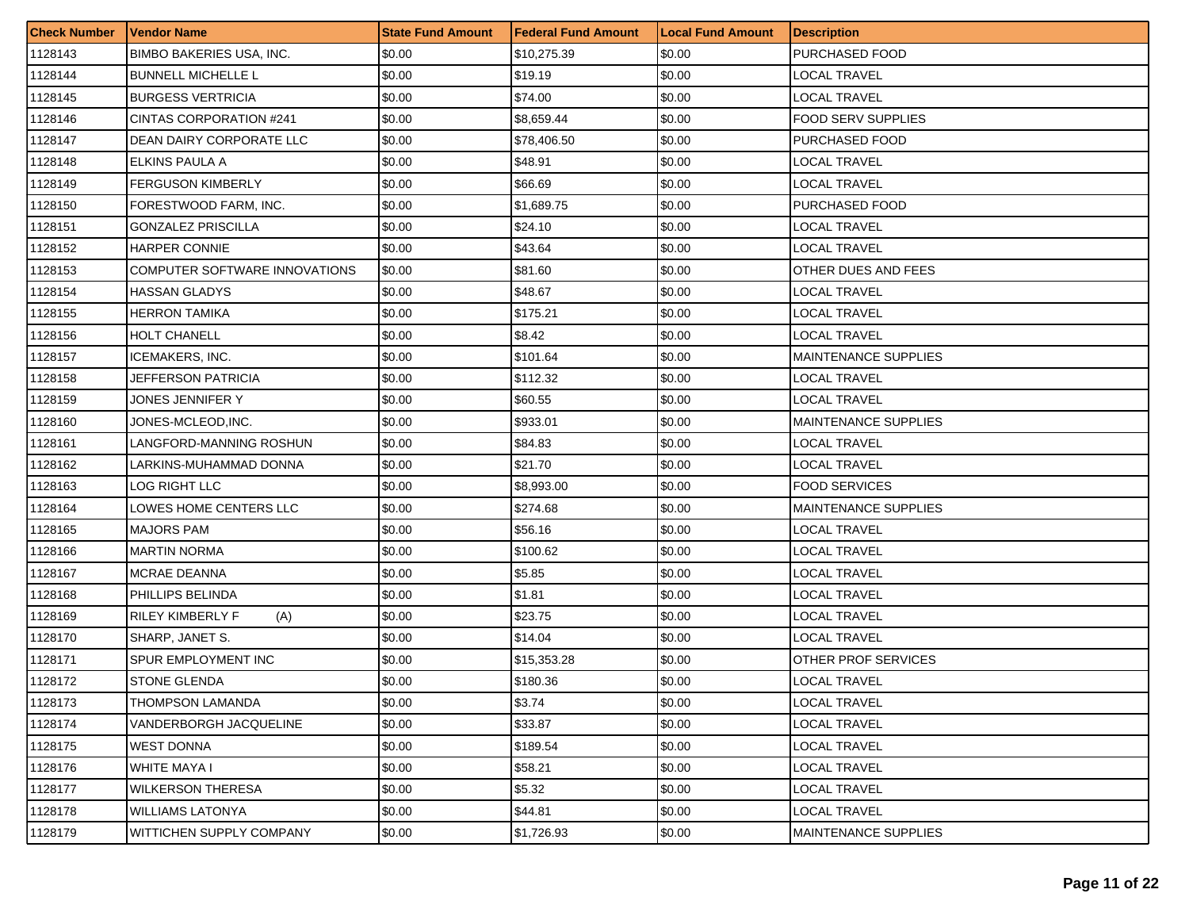| Check Number | Vendor Name | State Fund Amount | Federal Fund Amount | Local Fund Amount | Description |
|---|---|---|---|---|---|
| 1128143 | BIMBO BAKERIES USA, INC. | $0.00 | $10,275.39 | $0.00 | PURCHASED FOOD |
| 1128144 | BUNNELL MICHELLE L | $0.00 | $19.19 | $0.00 | LOCAL TRAVEL |
| 1128145 | BURGESS VERTRICIA | $0.00 | $74.00 | $0.00 | LOCAL TRAVEL |
| 1128146 | CINTAS CORPORATION #241 | $0.00 | $8,659.44 | $0.00 | FOOD SERV SUPPLIES |
| 1128147 | DEAN DAIRY CORPORATE LLC | $0.00 | $78,406.50 | $0.00 | PURCHASED FOOD |
| 1128148 | ELKINS PAULA A | $0.00 | $48.91 | $0.00 | LOCAL TRAVEL |
| 1128149 | FERGUSON KIMBERLY | $0.00 | $66.69 | $0.00 | LOCAL TRAVEL |
| 1128150 | FORESTWOOD FARM, INC. | $0.00 | $1,689.75 | $0.00 | PURCHASED FOOD |
| 1128151 | GONZALEZ PRISCILLA | $0.00 | $24.10 | $0.00 | LOCAL TRAVEL |
| 1128152 | HARPER CONNIE | $0.00 | $43.64 | $0.00 | LOCAL TRAVEL |
| 1128153 | COMPUTER SOFTWARE INNOVATIONS | $0.00 | $81.60 | $0.00 | OTHER DUES AND FEES |
| 1128154 | HASSAN GLADYS | $0.00 | $48.67 | $0.00 | LOCAL TRAVEL |
| 1128155 | HERRON TAMIKA | $0.00 | $175.21 | $0.00 | LOCAL TRAVEL |
| 1128156 | HOLT CHANELL | $0.00 | $8.42 | $0.00 | LOCAL TRAVEL |
| 1128157 | ICEMAKERS, INC. | $0.00 | $101.64 | $0.00 | MAINTENANCE SUPPLIES |
| 1128158 | JEFFERSON PATRICIA | $0.00 | $112.32 | $0.00 | LOCAL TRAVEL |
| 1128159 | JONES JENNIFER Y | $0.00 | $60.55 | $0.00 | LOCAL TRAVEL |
| 1128160 | JONES-MCLEOD,INC. | $0.00 | $933.01 | $0.00 | MAINTENANCE SUPPLIES |
| 1128161 | LANGFORD-MANNING ROSHUN | $0.00 | $84.83 | $0.00 | LOCAL TRAVEL |
| 1128162 | LARKINS-MUHAMMAD DONNA | $0.00 | $21.70 | $0.00 | LOCAL TRAVEL |
| 1128163 | LOG RIGHT LLC | $0.00 | $8,993.00 | $0.00 | FOOD SERVICES |
| 1128164 | LOWES HOME CENTERS LLC | $0.00 | $274.68 | $0.00 | MAINTENANCE SUPPLIES |
| 1128165 | MAJORS PAM | $0.00 | $56.16 | $0.00 | LOCAL TRAVEL |
| 1128166 | MARTIN NORMA | $0.00 | $100.62 | $0.00 | LOCAL TRAVEL |
| 1128167 | MCRAE DEANNA | $0.00 | $5.85 | $0.00 | LOCAL TRAVEL |
| 1128168 | PHILLIPS BELINDA | $0.00 | $1.81 | $0.00 | LOCAL TRAVEL |
| 1128169 | RILEY KIMBERLY F (A) | $0.00 | $23.75 | $0.00 | LOCAL TRAVEL |
| 1128170 | SHARP, JANET S. | $0.00 | $14.04 | $0.00 | LOCAL TRAVEL |
| 1128171 | SPUR EMPLOYMENT INC | $0.00 | $15,353.28 | $0.00 | OTHER PROF SERVICES |
| 1128172 | STONE GLENDA | $0.00 | $180.36 | $0.00 | LOCAL TRAVEL |
| 1128173 | THOMPSON LAMANDA | $0.00 | $3.74 | $0.00 | LOCAL TRAVEL |
| 1128174 | VANDERBORGH JACQUELINE | $0.00 | $33.87 | $0.00 | LOCAL TRAVEL |
| 1128175 | WEST DONNA | $0.00 | $189.54 | $0.00 | LOCAL TRAVEL |
| 1128176 | WHITE MAYA I | $0.00 | $58.21 | $0.00 | LOCAL TRAVEL |
| 1128177 | WILKERSON THERESA | $0.00 | $5.32 | $0.00 | LOCAL TRAVEL |
| 1128178 | WILLIAMS LATONYA | $0.00 | $44.81 | $0.00 | LOCAL TRAVEL |
| 1128179 | WITTICHEN SUPPLY COMPANY | $0.00 | $1,726.93 | $0.00 | MAINTENANCE SUPPLIES |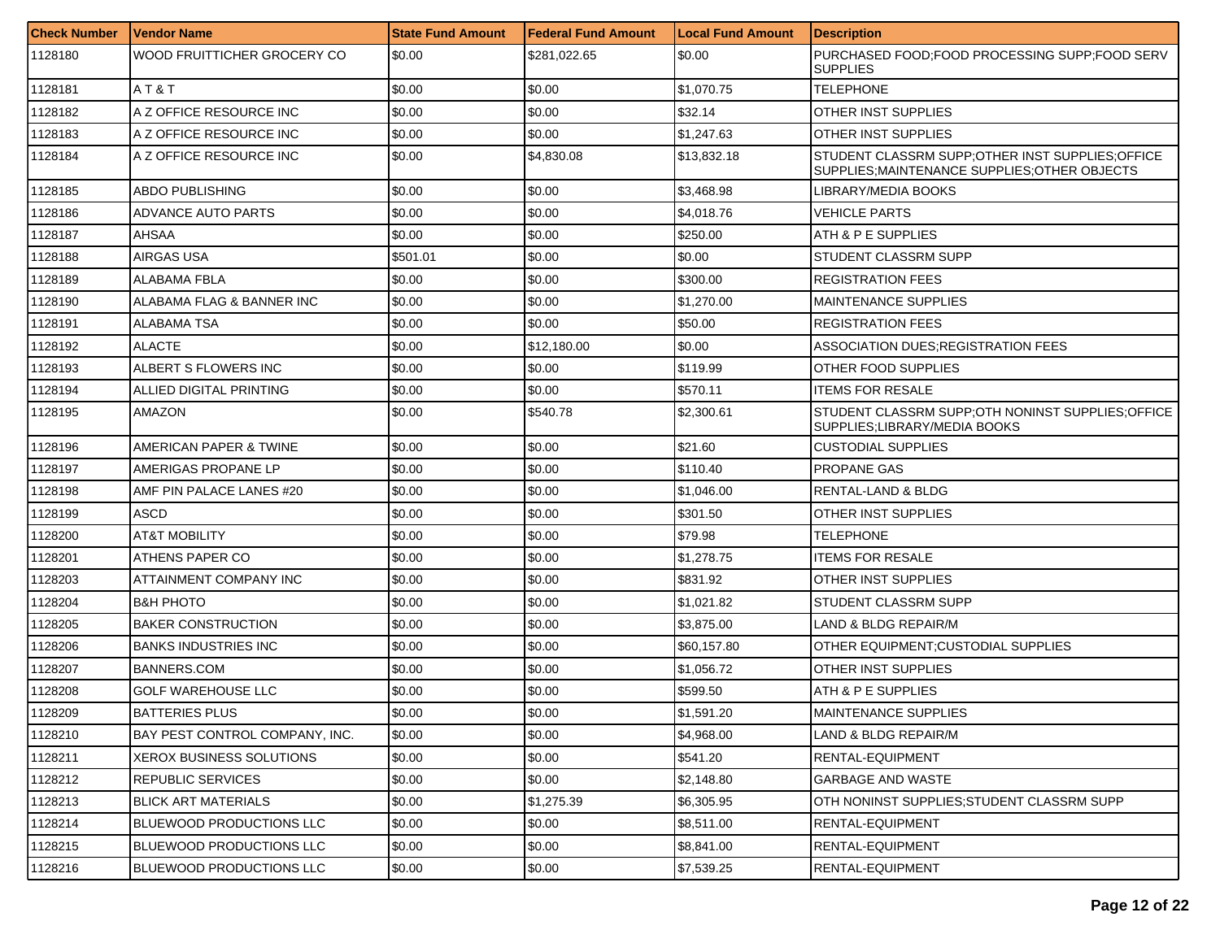| Check Number | Vendor Name | State Fund Amount | Federal Fund Amount | Local Fund Amount | Description |
|---|---|---|---|---|---|
| 1128180 | WOOD FRUITTICHER GROCERY CO | $0.00 | $281,022.65 | $0.00 | PURCHASED FOOD;FOOD PROCESSING SUPP;FOOD SERV SUPPLIES |
| 1128181 | A T & T | $0.00 | $0.00 | $1,070.75 | TELEPHONE |
| 1128182 | A Z OFFICE RESOURCE INC | $0.00 | $0.00 | $32.14 | OTHER INST SUPPLIES |
| 1128183 | A Z OFFICE RESOURCE INC | $0.00 | $0.00 | $1,247.63 | OTHER INST SUPPLIES |
| 1128184 | A Z OFFICE RESOURCE INC | $0.00 | $4,830.08 | $13,832.18 | STUDENT CLASSRM SUPP;OTHER INST SUPPLIES;OFFICE SUPPLIES;MAINTENANCE SUPPLIES;OTHER OBJECTS |
| 1128185 | ABDO PUBLISHING | $0.00 | $0.00 | $3,468.98 | LIBRARY/MEDIA BOOKS |
| 1128186 | ADVANCE AUTO PARTS | $0.00 | $0.00 | $4,018.76 | VEHICLE PARTS |
| 1128187 | AHSAA | $0.00 | $0.00 | $250.00 | ATH & P E SUPPLIES |
| 1128188 | AIRGAS USA | $501.01 | $0.00 | $0.00 | STUDENT CLASSRM SUPP |
| 1128189 | ALABAMA FBLA | $0.00 | $0.00 | $300.00 | REGISTRATION FEES |
| 1128190 | ALABAMA FLAG & BANNER INC | $0.00 | $0.00 | $1,270.00 | MAINTENANCE SUPPLIES |
| 1128191 | ALABAMA TSA | $0.00 | $0.00 | $50.00 | REGISTRATION FEES |
| 1128192 | ALACTE | $0.00 | $12,180.00 | $0.00 | ASSOCIATION DUES;REGISTRATION FEES |
| 1128193 | ALBERT S FLOWERS INC | $0.00 | $0.00 | $119.99 | OTHER FOOD SUPPLIES |
| 1128194 | ALLIED DIGITAL PRINTING | $0.00 | $0.00 | $570.11 | ITEMS FOR RESALE |
| 1128195 | AMAZON | $0.00 | $540.78 | $2,300.61 | STUDENT CLASSRM SUPP;OTH NONINST SUPPLIES;OFFICE SUPPLIES;LIBRARY/MEDIA BOOKS |
| 1128196 | AMERICAN PAPER & TWINE | $0.00 | $0.00 | $21.60 | CUSTODIAL SUPPLIES |
| 1128197 | AMERIGAS PROPANE LP | $0.00 | $0.00 | $110.40 | PROPANE GAS |
| 1128198 | AMF PIN PALACE LANES #20 | $0.00 | $0.00 | $1,046.00 | RENTAL-LAND & BLDG |
| 1128199 | ASCD | $0.00 | $0.00 | $301.50 | OTHER INST SUPPLIES |
| 1128200 | AT&T MOBILITY | $0.00 | $0.00 | $79.98 | TELEPHONE |
| 1128201 | ATHENS PAPER CO | $0.00 | $0.00 | $1,278.75 | ITEMS FOR RESALE |
| 1128203 | ATTAINMENT COMPANY INC | $0.00 | $0.00 | $831.92 | OTHER INST SUPPLIES |
| 1128204 | B&H PHOTO | $0.00 | $0.00 | $1,021.82 | STUDENT CLASSRM SUPP |
| 1128205 | BAKER CONSTRUCTION | $0.00 | $0.00 | $3,875.00 | LAND & BLDG REPAIR/M |
| 1128206 | BANKS INDUSTRIES INC | $0.00 | $0.00 | $60,157.80 | OTHER EQUIPMENT;CUSTODIAL SUPPLIES |
| 1128207 | BANNERS.COM | $0.00 | $0.00 | $1,056.72 | OTHER INST SUPPLIES |
| 1128208 | GOLF WAREHOUSE LLC | $0.00 | $0.00 | $599.50 | ATH & P E SUPPLIES |
| 1128209 | BATTERIES PLUS | $0.00 | $0.00 | $1,591.20 | MAINTENANCE SUPPLIES |
| 1128210 | BAY PEST CONTROL COMPANY, INC. | $0.00 | $0.00 | $4,968.00 | LAND & BLDG REPAIR/M |
| 1128211 | XEROX BUSINESS SOLUTIONS | $0.00 | $0.00 | $541.20 | RENTAL-EQUIPMENT |
| 1128212 | REPUBLIC SERVICES | $0.00 | $0.00 | $2,148.80 | GARBAGE AND WASTE |
| 1128213 | BLICK ART MATERIALS | $0.00 | $1,275.39 | $6,305.95 | OTH NONINST SUPPLIES;STUDENT CLASSRM SUPP |
| 1128214 | BLUEWOOD PRODUCTIONS LLC | $0.00 | $0.00 | $8,511.00 | RENTAL-EQUIPMENT |
| 1128215 | BLUEWOOD PRODUCTIONS LLC | $0.00 | $0.00 | $8,841.00 | RENTAL-EQUIPMENT |
| 1128216 | BLUEWOOD PRODUCTIONS LLC | $0.00 | $0.00 | $7,539.25 | RENTAL-EQUIPMENT |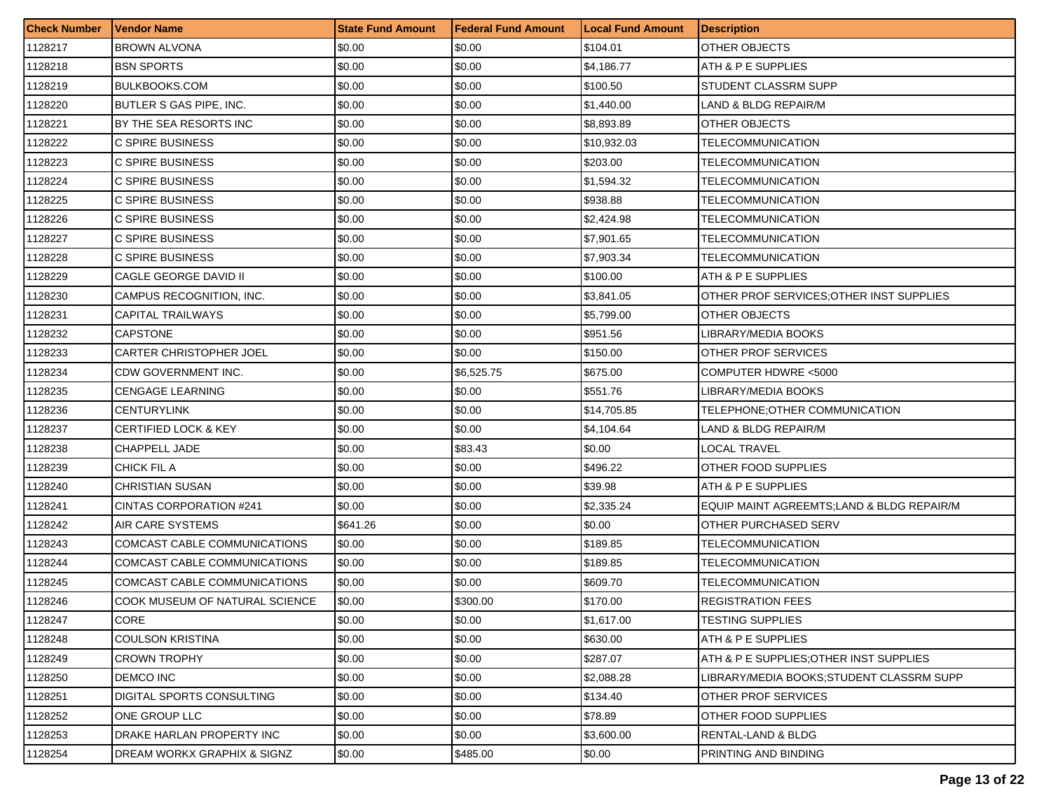| Check Number | Vendor Name | State Fund Amount | Federal Fund Amount | Local Fund Amount | Description |
|---|---|---|---|---|---|
| 1128217 | BROWN ALVONA | $0.00 | $0.00 | $104.01 | OTHER OBJECTS |
| 1128218 | BSN SPORTS | $0.00 | $0.00 | $4,186.77 | ATH & P E SUPPLIES |
| 1128219 | BULKBOOKS.COM | $0.00 | $0.00 | $100.50 | STUDENT CLASSRM SUPP |
| 1128220 | BUTLER S GAS PIPE, INC. | $0.00 | $0.00 | $1,440.00 | LAND & BLDG REPAIR/M |
| 1128221 | BY THE SEA RESORTS INC | $0.00 | $0.00 | $8,893.89 | OTHER OBJECTS |
| 1128222 | C SPIRE BUSINESS | $0.00 | $0.00 | $10,932.03 | TELECOMMUNICATION |
| 1128223 | C SPIRE BUSINESS | $0.00 | $0.00 | $203.00 | TELECOMMUNICATION |
| 1128224 | C SPIRE BUSINESS | $0.00 | $0.00 | $1,594.32 | TELECOMMUNICATION |
| 1128225 | C SPIRE BUSINESS | $0.00 | $0.00 | $938.88 | TELECOMMUNICATION |
| 1128226 | C SPIRE BUSINESS | $0.00 | $0.00 | $2,424.98 | TELECOMMUNICATION |
| 1128227 | C SPIRE BUSINESS | $0.00 | $0.00 | $7,901.65 | TELECOMMUNICATION |
| 1128228 | C SPIRE BUSINESS | $0.00 | $0.00 | $7,903.34 | TELECOMMUNICATION |
| 1128229 | CAGLE GEORGE DAVID II | $0.00 | $0.00 | $100.00 | ATH & P E SUPPLIES |
| 1128230 | CAMPUS RECOGNITION, INC. | $0.00 | $0.00 | $3,841.05 | OTHER PROF SERVICES;OTHER INST SUPPLIES |
| 1128231 | CAPITAL TRAILWAYS | $0.00 | $0.00 | $5,799.00 | OTHER OBJECTS |
| 1128232 | CAPSTONE | $0.00 | $0.00 | $951.56 | LIBRARY/MEDIA BOOKS |
| 1128233 | CARTER CHRISTOPHER JOEL | $0.00 | $0.00 | $150.00 | OTHER PROF SERVICES |
| 1128234 | CDW GOVERNMENT INC. | $0.00 | $6,525.75 | $675.00 | COMPUTER HDWRE <5000 |
| 1128235 | CENGAGE LEARNING | $0.00 | $0.00 | $551.76 | LIBRARY/MEDIA BOOKS |
| 1128236 | CENTURYLINK | $0.00 | $0.00 | $14,705.85 | TELEPHONE;OTHER COMMUNICATION |
| 1128237 | CERTIFIED LOCK & KEY | $0.00 | $0.00 | $4,104.64 | LAND & BLDG REPAIR/M |
| 1128238 | CHAPPELL JADE | $0.00 | $83.43 | $0.00 | LOCAL TRAVEL |
| 1128239 | CHICK FIL A | $0.00 | $0.00 | $496.22 | OTHER FOOD SUPPLIES |
| 1128240 | CHRISTIAN SUSAN | $0.00 | $0.00 | $39.98 | ATH & P E SUPPLIES |
| 1128241 | CINTAS CORPORATION #241 | $0.00 | $0.00 | $2,335.24 | EQUIP MAINT AGREEMTS;LAND & BLDG REPAIR/M |
| 1128242 | AIR CARE SYSTEMS | $641.26 | $0.00 | $0.00 | OTHER PURCHASED SERV |
| 1128243 | COMCAST CABLE COMMUNICATIONS | $0.00 | $0.00 | $189.85 | TELECOMMUNICATION |
| 1128244 | COMCAST CABLE COMMUNICATIONS | $0.00 | $0.00 | $189.85 | TELECOMMUNICATION |
| 1128245 | COMCAST CABLE COMMUNICATIONS | $0.00 | $0.00 | $609.70 | TELECOMMUNICATION |
| 1128246 | COOK MUSEUM OF NATURAL SCIENCE | $0.00 | $300.00 | $170.00 | REGISTRATION FEES |
| 1128247 | CORE | $0.00 | $0.00 | $1,617.00 | TESTING SUPPLIES |
| 1128248 | COULSON KRISTINA | $0.00 | $0.00 | $630.00 | ATH & P E SUPPLIES |
| 1128249 | CROWN TROPHY | $0.00 | $0.00 | $287.07 | ATH & P E SUPPLIES;OTHER INST SUPPLIES |
| 1128250 | DEMCO INC | $0.00 | $0.00 | $2,088.28 | LIBRARY/MEDIA BOOKS;STUDENT CLASSRM SUPP |
| 1128251 | DIGITAL SPORTS CONSULTING | $0.00 | $0.00 | $134.40 | OTHER PROF SERVICES |
| 1128252 | ONE GROUP LLC | $0.00 | $0.00 | $78.89 | OTHER FOOD SUPPLIES |
| 1128253 | DRAKE HARLAN PROPERTY INC | $0.00 | $0.00 | $3,600.00 | RENTAL-LAND & BLDG |
| 1128254 | DREAM WORKX GRAPHIX & SIGNZ | $0.00 | $485.00 | $0.00 | PRINTING AND BINDING |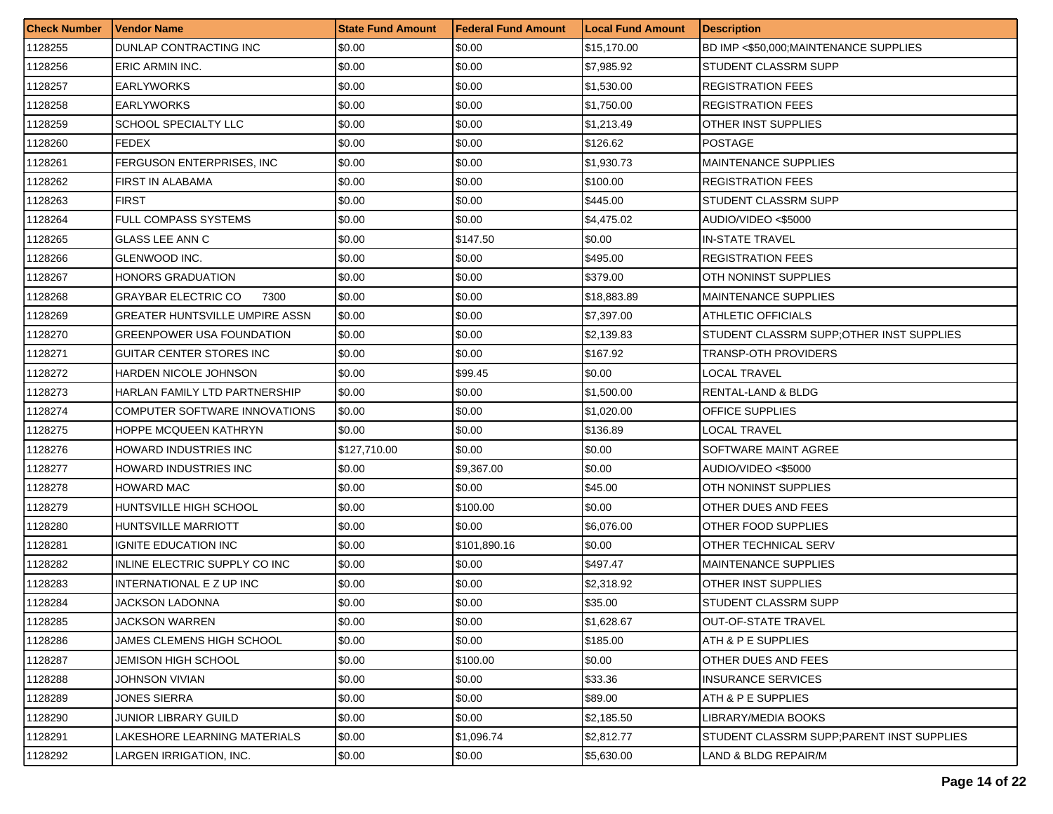| Check Number | Vendor Name | State Fund Amount | Federal Fund Amount | Local Fund Amount | Description |
|---|---|---|---|---|---|
| 1128255 | DUNLAP CONTRACTING INC | $0.00 | $0.00 | $15,170.00 | BD IMP <$50,000;MAINTENANCE SUPPLIES |
| 1128256 | ERIC ARMIN INC. | $0.00 | $0.00 | $7,985.92 | STUDENT CLASSRM SUPP |
| 1128257 | EARLYWORKS | $0.00 | $0.00 | $1,530.00 | REGISTRATION FEES |
| 1128258 | EARLYWORKS | $0.00 | $0.00 | $1,750.00 | REGISTRATION FEES |
| 1128259 | SCHOOL SPECIALTY LLC | $0.00 | $0.00 | $1,213.49 | OTHER INST SUPPLIES |
| 1128260 | FEDEX | $0.00 | $0.00 | $126.62 | POSTAGE |
| 1128261 | FERGUSON ENTERPRISES, INC | $0.00 | $0.00 | $1,930.73 | MAINTENANCE SUPPLIES |
| 1128262 | FIRST IN ALABAMA | $0.00 | $0.00 | $100.00 | REGISTRATION FEES |
| 1128263 | FIRST | $0.00 | $0.00 | $445.00 | STUDENT CLASSRM SUPP |
| 1128264 | FULL COMPASS SYSTEMS | $0.00 | $0.00 | $4,475.02 | AUDIO/VIDEO <$5000 |
| 1128265 | GLASS LEE ANN C | $0.00 | $147.50 | $0.00 | IN-STATE TRAVEL |
| 1128266 | GLENWOOD INC. | $0.00 | $0.00 | $495.00 | REGISTRATION FEES |
| 1128267 | HONORS GRADUATION | $0.00 | $0.00 | $379.00 | OTH NONINST SUPPLIES |
| 1128268 | GRAYBAR ELECTRIC CO 7300 | $0.00 | $0.00 | $18,883.89 | MAINTENANCE SUPPLIES |
| 1128269 | GREATER HUNTSVILLE UMPIRE ASSN | $0.00 | $0.00 | $7,397.00 | ATHLETIC OFFICIALS |
| 1128270 | GREENPOWER USA FOUNDATION | $0.00 | $0.00 | $2,139.83 | STUDENT CLASSRM SUPP;OTHER INST SUPPLIES |
| 1128271 | GUITAR CENTER STORES INC | $0.00 | $0.00 | $167.92 | TRANSP-OTH PROVIDERS |
| 1128272 | HARDEN NICOLE JOHNSON | $0.00 | $99.45 | $0.00 | LOCAL TRAVEL |
| 1128273 | HARLAN FAMILY LTD PARTNERSHIP | $0.00 | $0.00 | $1,500.00 | RENTAL-LAND & BLDG |
| 1128274 | COMPUTER SOFTWARE INNOVATIONS | $0.00 | $0.00 | $1,020.00 | OFFICE SUPPLIES |
| 1128275 | HOPPE MCQUEEN KATHRYN | $0.00 | $0.00 | $136.89 | LOCAL TRAVEL |
| 1128276 | HOWARD INDUSTRIES INC | $127,710.00 | $0.00 | $0.00 | SOFTWARE MAINT AGREE |
| 1128277 | HOWARD INDUSTRIES INC | $0.00 | $9,367.00 | $0.00 | AUDIO/VIDEO <$5000 |
| 1128278 | HOWARD MAC | $0.00 | $0.00 | $45.00 | OTH NONINST SUPPLIES |
| 1128279 | HUNTSVILLE HIGH SCHOOL | $0.00 | $100.00 | $0.00 | OTHER DUES AND FEES |
| 1128280 | HUNTSVILLE MARRIOTT | $0.00 | $0.00 | $6,076.00 | OTHER FOOD SUPPLIES |
| 1128281 | IGNITE EDUCATION INC | $0.00 | $101,890.16 | $0.00 | OTHER TECHNICAL SERV |
| 1128282 | INLINE ELECTRIC SUPPLY CO INC | $0.00 | $0.00 | $497.47 | MAINTENANCE SUPPLIES |
| 1128283 | INTERNATIONAL E Z UP INC | $0.00 | $0.00 | $2,318.92 | OTHER INST SUPPLIES |
| 1128284 | JACKSON LADONNA | $0.00 | $0.00 | $35.00 | STUDENT CLASSRM SUPP |
| 1128285 | JACKSON WARREN | $0.00 | $0.00 | $1,628.67 | OUT-OF-STATE TRAVEL |
| 1128286 | JAMES CLEMENS HIGH SCHOOL | $0.00 | $0.00 | $185.00 | ATH & P E SUPPLIES |
| 1128287 | JEMISON HIGH SCHOOL | $0.00 | $100.00 | $0.00 | OTHER DUES AND FEES |
| 1128288 | JOHNSON VIVIAN | $0.00 | $0.00 | $33.36 | INSURANCE SERVICES |
| 1128289 | JONES SIERRA | $0.00 | $0.00 | $89.00 | ATH & P E SUPPLIES |
| 1128290 | JUNIOR LIBRARY GUILD | $0.00 | $0.00 | $2,185.50 | LIBRARY/MEDIA BOOKS |
| 1128291 | LAKESHORE LEARNING MATERIALS | $0.00 | $1,096.74 | $2,812.77 | STUDENT CLASSRM SUPP;PARENT INST SUPPLIES |
| 1128292 | LARGEN IRRIGATION, INC. | $0.00 | $0.00 | $5,630.00 | LAND & BLDG REPAIR/M |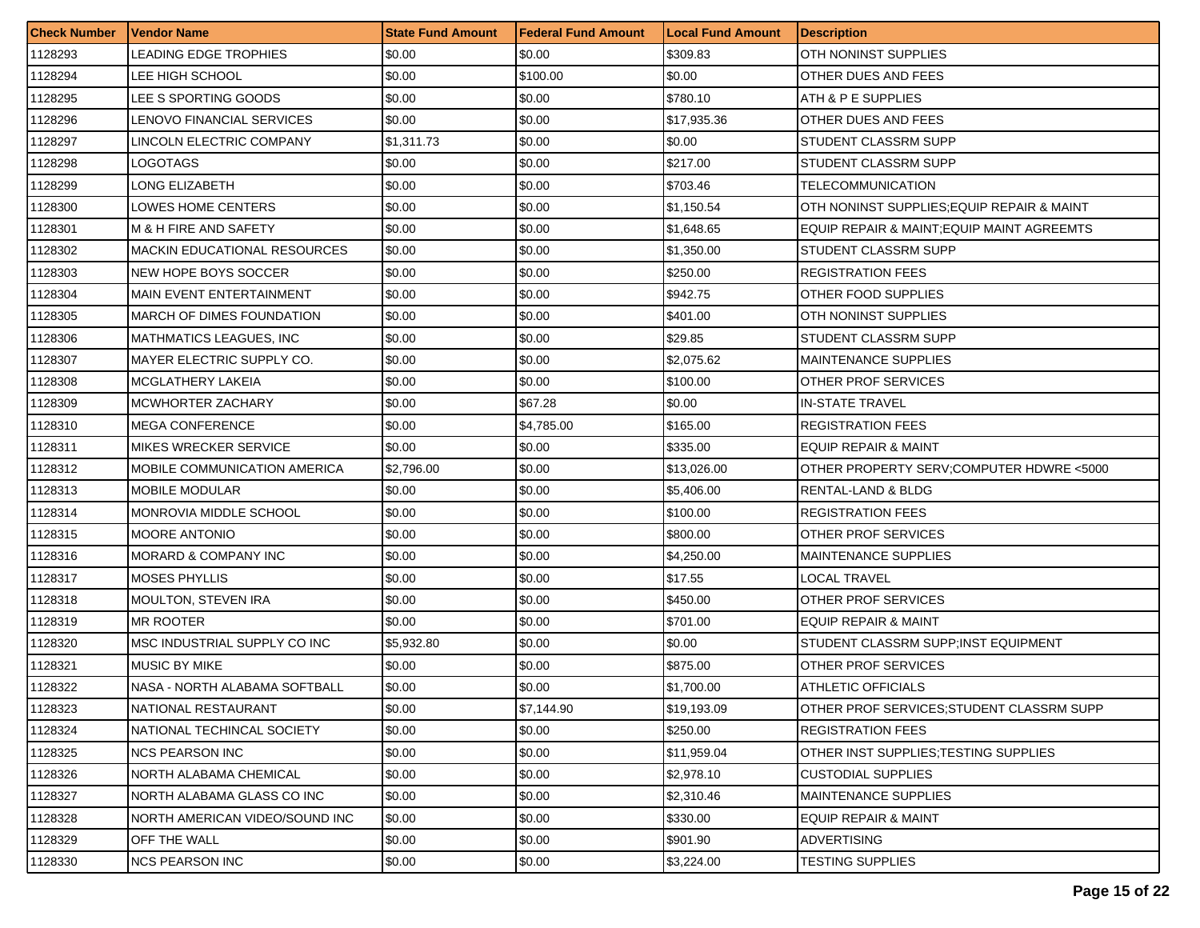| Check Number | Vendor Name | State Fund Amount | Federal Fund Amount | Local Fund Amount | Description |
|---|---|---|---|---|---|
| 1128293 | LEADING EDGE TROPHIES | $0.00 | $0.00 | $309.83 | OTH NONINST SUPPLIES |
| 1128294 | LEE HIGH SCHOOL | $0.00 | $100.00 | $0.00 | OTHER DUES AND FEES |
| 1128295 | LEE S SPORTING GOODS | $0.00 | $0.00 | $780.10 | ATH & P E SUPPLIES |
| 1128296 | LENOVO FINANCIAL SERVICES | $0.00 | $0.00 | $17,935.36 | OTHER DUES AND FEES |
| 1128297 | LINCOLN ELECTRIC COMPANY | $1,311.73 | $0.00 | $0.00 | STUDENT CLASSRM SUPP |
| 1128298 | LOGOTAGS | $0.00 | $0.00 | $217.00 | STUDENT CLASSRM SUPP |
| 1128299 | LONG ELIZABETH | $0.00 | $0.00 | $703.46 | TELECOMMUNICATION |
| 1128300 | LOWES HOME CENTERS | $0.00 | $0.00 | $1,150.54 | OTH NONINST SUPPLIES;EQUIP REPAIR & MAINT |
| 1128301 | M & H FIRE AND SAFETY | $0.00 | $0.00 | $1,648.65 | EQUIP REPAIR & MAINT;EQUIP MAINT AGREEMTS |
| 1128302 | MACKIN EDUCATIONAL RESOURCES | $0.00 | $0.00 | $1,350.00 | STUDENT CLASSRM SUPP |
| 1128303 | NEW HOPE BOYS SOCCER | $0.00 | $0.00 | $250.00 | REGISTRATION FEES |
| 1128304 | MAIN EVENT ENTERTAINMENT | $0.00 | $0.00 | $942.75 | OTHER FOOD SUPPLIES |
| 1128305 | MARCH OF DIMES FOUNDATION | $0.00 | $0.00 | $401.00 | OTH NONINST SUPPLIES |
| 1128306 | MATHMATICS LEAGUES, INC | $0.00 | $0.00 | $29.85 | STUDENT CLASSRM SUPP |
| 1128307 | MAYER ELECTRIC SUPPLY CO. | $0.00 | $0.00 | $2,075.62 | MAINTENANCE SUPPLIES |
| 1128308 | MCGLATHERY LAKEIA | $0.00 | $0.00 | $100.00 | OTHER PROF SERVICES |
| 1128309 | MCWHORTER ZACHARY | $0.00 | $67.28 | $0.00 | IN-STATE TRAVEL |
| 1128310 | MEGA CONFERENCE | $0.00 | $4,785.00 | $165.00 | REGISTRATION FEES |
| 1128311 | MIKES WRECKER SERVICE | $0.00 | $0.00 | $335.00 | EQUIP REPAIR & MAINT |
| 1128312 | MOBILE COMMUNICATION AMERICA | $2,796.00 | $0.00 | $13,026.00 | OTHER PROPERTY SERV;COMPUTER HDWRE <5000 |
| 1128313 | MOBILE MODULAR | $0.00 | $0.00 | $5,406.00 | RENTAL-LAND & BLDG |
| 1128314 | MONROVIA MIDDLE SCHOOL | $0.00 | $0.00 | $100.00 | REGISTRATION FEES |
| 1128315 | MOORE ANTONIO | $0.00 | $0.00 | $800.00 | OTHER PROF SERVICES |
| 1128316 | MORARD & COMPANY INC | $0.00 | $0.00 | $4,250.00 | MAINTENANCE SUPPLIES |
| 1128317 | MOSES PHYLLIS | $0.00 | $0.00 | $17.55 | LOCAL TRAVEL |
| 1128318 | MOULTON, STEVEN IRA | $0.00 | $0.00 | $450.00 | OTHER PROF SERVICES |
| 1128319 | MR ROOTER | $0.00 | $0.00 | $701.00 | EQUIP REPAIR & MAINT |
| 1128320 | MSC INDUSTRIAL SUPPLY CO INC | $5,932.80 | $0.00 | $0.00 | STUDENT CLASSRM SUPP;INST EQUIPMENT |
| 1128321 | MUSIC BY MIKE | $0.00 | $0.00 | $875.00 | OTHER PROF SERVICES |
| 1128322 | NASA - NORTH ALABAMA SOFTBALL | $0.00 | $0.00 | $1,700.00 | ATHLETIC OFFICIALS |
| 1128323 | NATIONAL RESTAURANT | $0.00 | $7,144.90 | $19,193.09 | OTHER PROF SERVICES;STUDENT CLASSRM SUPP |
| 1128324 | NATIONAL TECHINCAL SOCIETY | $0.00 | $0.00 | $250.00 | REGISTRATION FEES |
| 1128325 | NCS PEARSON INC | $0.00 | $0.00 | $11,959.04 | OTHER INST SUPPLIES;TESTING SUPPLIES |
| 1128326 | NORTH ALABAMA CHEMICAL | $0.00 | $0.00 | $2,978.10 | CUSTODIAL SUPPLIES |
| 1128327 | NORTH ALABAMA GLASS CO INC | $0.00 | $0.00 | $2,310.46 | MAINTENANCE SUPPLIES |
| 1128328 | NORTH AMERICAN VIDEO/SOUND INC | $0.00 | $0.00 | $330.00 | EQUIP REPAIR & MAINT |
| 1128329 | OFF THE WALL | $0.00 | $0.00 | $901.90 | ADVERTISING |
| 1128330 | NCS PEARSON INC | $0.00 | $0.00 | $3,224.00 | TESTING SUPPLIES |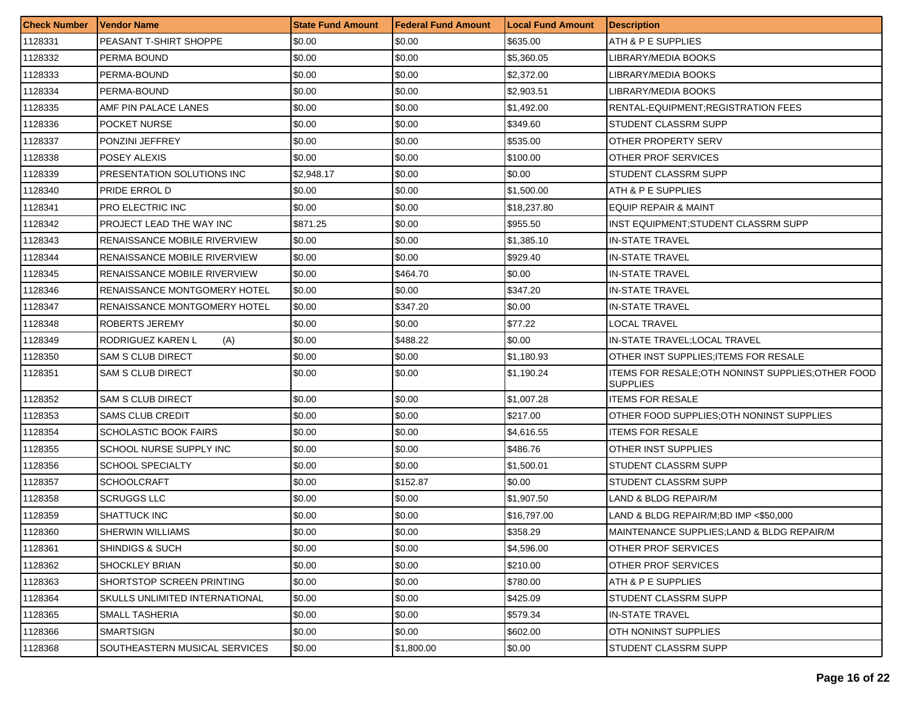| Check Number | Vendor Name | State Fund Amount | Federal Fund Amount | Local Fund Amount | Description |
|---|---|---|---|---|---|
| 1128331 | PEASANT T-SHIRT SHOPPE | $0.00 | $0.00 | $635.00 | ATH & P E SUPPLIES |
| 1128332 | PERMA BOUND | $0.00 | $0.00 | $5,360.05 | LIBRARY/MEDIA BOOKS |
| 1128333 | PERMA-BOUND | $0.00 | $0.00 | $2,372.00 | LIBRARY/MEDIA BOOKS |
| 1128334 | PERMA-BOUND | $0.00 | $0.00 | $2,903.51 | LIBRARY/MEDIA BOOKS |
| 1128335 | AMF PIN PALACE LANES | $0.00 | $0.00 | $1,492.00 | RENTAL-EQUIPMENT;REGISTRATION FEES |
| 1128336 | POCKET NURSE | $0.00 | $0.00 | $349.60 | STUDENT CLASSRM SUPP |
| 1128337 | PONZINI JEFFREY | $0.00 | $0.00 | $535.00 | OTHER PROPERTY SERV |
| 1128338 | POSEY ALEXIS | $0.00 | $0.00 | $100.00 | OTHER PROF SERVICES |
| 1128339 | PRESENTATION SOLUTIONS INC | $2,948.17 | $0.00 | $0.00 | STUDENT CLASSRM SUPP |
| 1128340 | PRIDE ERROL D | $0.00 | $0.00 | $1,500.00 | ATH & P E SUPPLIES |
| 1128341 | PRO ELECTRIC INC | $0.00 | $0.00 | $18,237.80 | EQUIP REPAIR & MAINT |
| 1128342 | PROJECT LEAD THE WAY INC | $871.25 | $0.00 | $955.50 | INST EQUIPMENT;STUDENT CLASSRM SUPP |
| 1128343 | RENAISSANCE MOBILE RIVERVIEW | $0.00 | $0.00 | $1,385.10 | IN-STATE TRAVEL |
| 1128344 | RENAISSANCE MOBILE RIVERVIEW | $0.00 | $0.00 | $929.40 | IN-STATE TRAVEL |
| 1128345 | RENAISSANCE MOBILE RIVERVIEW | $0.00 | $464.70 | $0.00 | IN-STATE TRAVEL |
| 1128346 | RENAISSANCE MONTGOMERY HOTEL | $0.00 | $0.00 | $347.20 | IN-STATE TRAVEL |
| 1128347 | RENAISSANCE MONTGOMERY HOTEL | $0.00 | $347.20 | $0.00 | IN-STATE TRAVEL |
| 1128348 | ROBERTS JEREMY | $0.00 | $0.00 | $77.22 | LOCAL TRAVEL |
| 1128349 | RODRIGUEZ KAREN L (A) | $0.00 | $488.22 | $0.00 | IN-STATE TRAVEL;LOCAL TRAVEL |
| 1128350 | SAM S CLUB DIRECT | $0.00 | $0.00 | $1,180.93 | OTHER INST SUPPLIES;ITEMS FOR RESALE |
| 1128351 | SAM S CLUB DIRECT | $0.00 | $0.00 | $1,190.24 | ITEMS FOR RESALE;OTH NONINST SUPPLIES;OTHER FOOD SUPPLIES |
| 1128352 | SAM S CLUB DIRECT | $0.00 | $0.00 | $1,007.28 | ITEMS FOR RESALE |
| 1128353 | SAMS CLUB CREDIT | $0.00 | $0.00 | $217.00 | OTHER FOOD SUPPLIES;OTH NONINST SUPPLIES |
| 1128354 | SCHOLASTIC BOOK FAIRS | $0.00 | $0.00 | $4,616.55 | ITEMS FOR RESALE |
| 1128355 | SCHOOL NURSE SUPPLY INC | $0.00 | $0.00 | $486.76 | OTHER INST SUPPLIES |
| 1128356 | SCHOOL SPECIALTY | $0.00 | $0.00 | $1,500.01 | STUDENT CLASSRM SUPP |
| 1128357 | SCHOOLCRAFT | $0.00 | $152.87 | $0.00 | STUDENT CLASSRM SUPP |
| 1128358 | SCRUGGS LLC | $0.00 | $0.00 | $1,907.50 | LAND & BLDG REPAIR/M |
| 1128359 | SHATTUCK INC | $0.00 | $0.00 | $16,797.00 | LAND & BLDG REPAIR/M;BD IMP <$50,000 |
| 1128360 | SHERWIN WILLIAMS | $0.00 | $0.00 | $358.29 | MAINTENANCE SUPPLIES;LAND & BLDG REPAIR/M |
| 1128361 | SHINDIGS & SUCH | $0.00 | $0.00 | $4,596.00 | OTHER PROF SERVICES |
| 1128362 | SHOCKLEY BRIAN | $0.00 | $0.00 | $210.00 | OTHER PROF SERVICES |
| 1128363 | SHORTSTOP SCREEN PRINTING | $0.00 | $0.00 | $780.00 | ATH & P E SUPPLIES |
| 1128364 | SKULLS UNLIMITED INTERNATIONAL | $0.00 | $0.00 | $425.09 | STUDENT CLASSRM SUPP |
| 1128365 | SMALL TASHERIA | $0.00 | $0.00 | $579.34 | IN-STATE TRAVEL |
| 1128366 | SMARTSIGN | $0.00 | $0.00 | $602.00 | OTH NONINST SUPPLIES |
| 1128368 | SOUTHEASTERN MUSICAL SERVICES | $0.00 | $1,800.00 | $0.00 | STUDENT CLASSRM SUPP |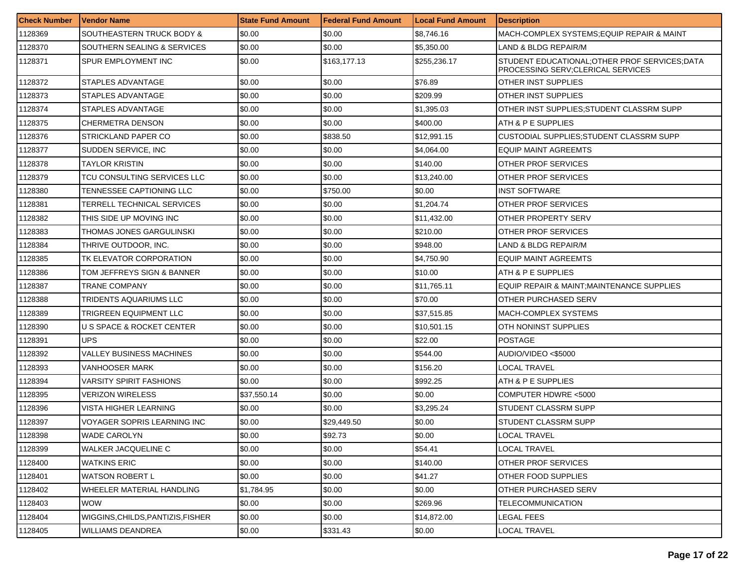| Check Number | Vendor Name | State Fund Amount | Federal Fund Amount | Local Fund Amount | Description |
|---|---|---|---|---|---|
| 1128369 | SOUTHEASTERN TRUCK BODY & | $0.00 | $0.00 | $8,746.16 | MACH-COMPLEX SYSTEMS;EQUIP REPAIR & MAINT |
| 1128370 | SOUTHERN SEALING & SERVICES | $0.00 | $0.00 | $5,350.00 | LAND & BLDG REPAIR/M |
| 1128371 | SPUR EMPLOYMENT INC | $0.00 | $163,177.13 | $255,236.17 | STUDENT EDUCATIONAL;OTHER PROF SERVICES;DATA PROCESSING SERV;CLERICAL SERVICES |
| 1128372 | STAPLES ADVANTAGE | $0.00 | $0.00 | $76.89 | OTHER INST SUPPLIES |
| 1128373 | STAPLES ADVANTAGE | $0.00 | $0.00 | $209.99 | OTHER INST SUPPLIES |
| 1128374 | STAPLES ADVANTAGE | $0.00 | $0.00 | $1,395.03 | OTHER INST SUPPLIES;STUDENT CLASSRM SUPP |
| 1128375 | CHERMETRA DENSON | $0.00 | $0.00 | $400.00 | ATH & P E SUPPLIES |
| 1128376 | STRICKLAND PAPER CO | $0.00 | $838.50 | $12,991.15 | CUSTODIAL SUPPLIES;STUDENT CLASSRM SUPP |
| 1128377 | SUDDEN SERVICE, INC | $0.00 | $0.00 | $4,064.00 | EQUIP MAINT AGREEMTS |
| 1128378 | TAYLOR KRISTIN | $0.00 | $0.00 | $140.00 | OTHER PROF SERVICES |
| 1128379 | TCU CONSULTING SERVICES LLC | $0.00 | $0.00 | $13,240.00 | OTHER PROF SERVICES |
| 1128380 | TENNESSEE CAPTIONING LLC | $0.00 | $750.00 | $0.00 | INST SOFTWARE |
| 1128381 | TERRELL TECHNICAL SERVICES | $0.00 | $0.00 | $1,204.74 | OTHER PROF SERVICES |
| 1128382 | THIS SIDE UP MOVING INC | $0.00 | $0.00 | $11,432.00 | OTHER PROPERTY SERV |
| 1128383 | THOMAS JONES GARGULINSKI | $0.00 | $0.00 | $210.00 | OTHER PROF SERVICES |
| 1128384 | THRIVE OUTDOOR, INC. | $0.00 | $0.00 | $948.00 | LAND & BLDG REPAIR/M |
| 1128385 | TK ELEVATOR CORPORATION | $0.00 | $0.00 | $4,750.90 | EQUIP MAINT AGREEMTS |
| 1128386 | TOM JEFFREYS SIGN & BANNER | $0.00 | $0.00 | $10.00 | ATH & P E SUPPLIES |
| 1128387 | TRANE COMPANY | $0.00 | $0.00 | $11,765.11 | EQUIP REPAIR & MAINT;MAINTENANCE SUPPLIES |
| 1128388 | TRIDENTS AQUARIUMS LLC | $0.00 | $0.00 | $70.00 | OTHER PURCHASED SERV |
| 1128389 | TRIGREEN EQUIPMENT LLC | $0.00 | $0.00 | $37,515.85 | MACH-COMPLEX SYSTEMS |
| 1128390 | U S SPACE & ROCKET CENTER | $0.00 | $0.00 | $10,501.15 | OTH NONINST SUPPLIES |
| 1128391 | UPS | $0.00 | $0.00 | $22.00 | POSTAGE |
| 1128392 | VALLEY BUSINESS MACHINES | $0.00 | $0.00 | $544.00 | AUDIO/VIDEO <$5000 |
| 1128393 | VANHOOSER MARK | $0.00 | $0.00 | $156.20 | LOCAL TRAVEL |
| 1128394 | VARSITY SPIRIT FASHIONS | $0.00 | $0.00 | $992.25 | ATH & P E SUPPLIES |
| 1128395 | VERIZON WIRELESS | $37,550.14 | $0.00 | $0.00 | COMPUTER HDWRE <5000 |
| 1128396 | VISTA HIGHER LEARNING | $0.00 | $0.00 | $3,295.24 | STUDENT CLASSRM SUPP |
| 1128397 | VOYAGER SOPRIS LEARNING INC | $0.00 | $29,449.50 | $0.00 | STUDENT CLASSRM SUPP |
| 1128398 | WADE CAROLYN | $0.00 | $92.73 | $0.00 | LOCAL TRAVEL |
| 1128399 | WALKER JACQUELINE C | $0.00 | $0.00 | $54.41 | LOCAL TRAVEL |
| 1128400 | WATKINS ERIC | $0.00 | $0.00 | $140.00 | OTHER PROF SERVICES |
| 1128401 | WATSON ROBERT L | $0.00 | $0.00 | $41.27 | OTHER FOOD SUPPLIES |
| 1128402 | WHEELER MATERIAL HANDLING | $1,784.95 | $0.00 | $0.00 | OTHER PURCHASED SERV |
| 1128403 | WOW | $0.00 | $0.00 | $269.96 | TELECOMMUNICATION |
| 1128404 | WIGGINS,CHILDS,PANTIZIS,FISHER | $0.00 | $0.00 | $14,872.00 | LEGAL FEES |
| 1128405 | WILLIAMS DEANDREA | $0.00 | $331.43 | $0.00 | LOCAL TRAVEL |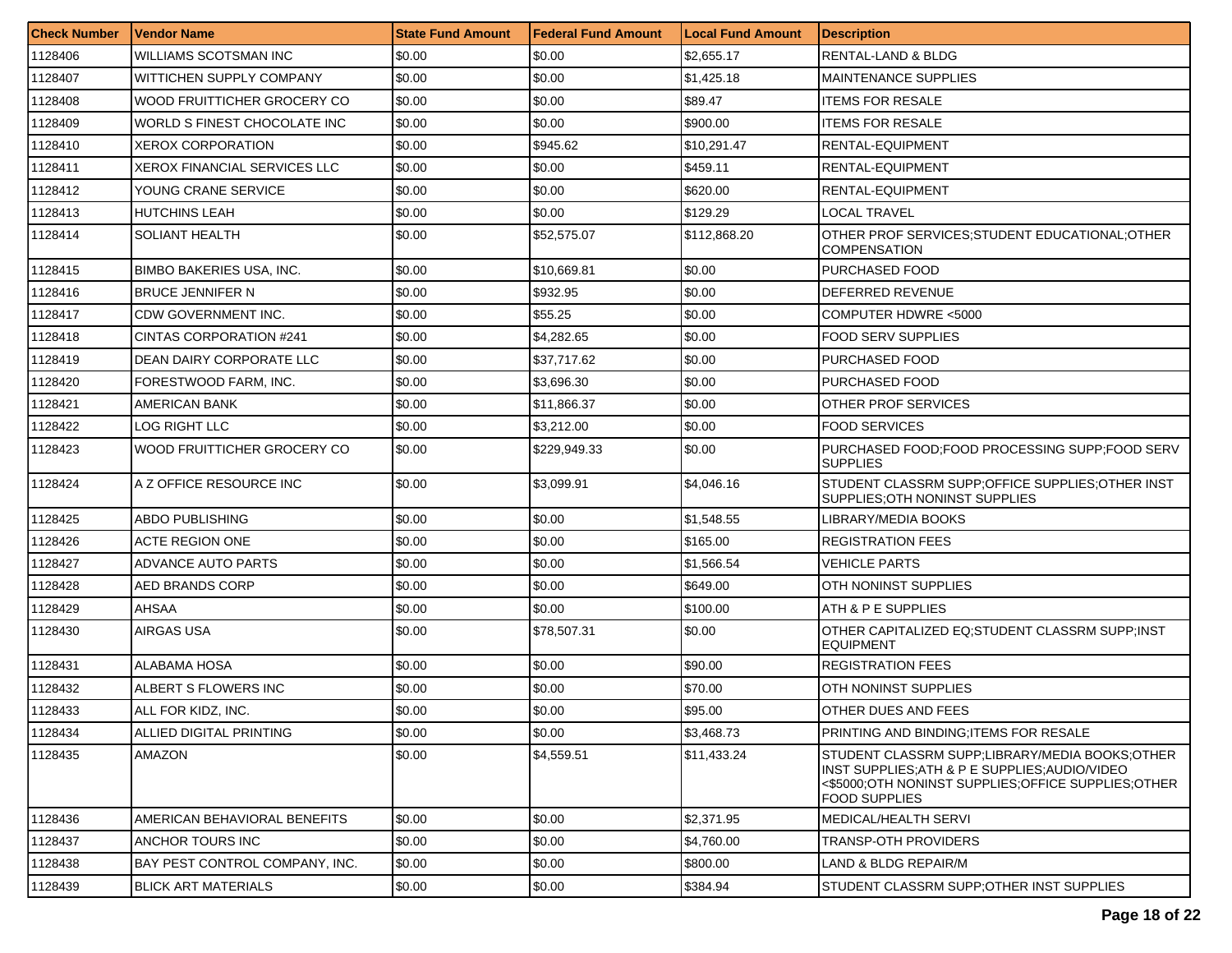| Check Number | Vendor Name | State Fund Amount | Federal Fund Amount | Local Fund Amount | Description |
|---|---|---|---|---|---|
| 1128406 | WILLIAMS SCOTSMAN INC | $0.00 | $0.00 | $2,655.17 | RENTAL-LAND & BLDG |
| 1128407 | WITTICHEN SUPPLY COMPANY | $0.00 | $0.00 | $1,425.18 | MAINTENANCE SUPPLIES |
| 1128408 | WOOD FRUITTICHER GROCERY CO | $0.00 | $0.00 | $89.47 | ITEMS FOR RESALE |
| 1128409 | WORLD S FINEST CHOCOLATE INC | $0.00 | $0.00 | $900.00 | ITEMS FOR RESALE |
| 1128410 | XEROX CORPORATION | $0.00 | $945.62 | $10,291.47 | RENTAL-EQUIPMENT |
| 1128411 | XEROX FINANCIAL SERVICES LLC | $0.00 | $0.00 | $459.11 | RENTAL-EQUIPMENT |
| 1128412 | YOUNG CRANE SERVICE | $0.00 | $0.00 | $620.00 | RENTAL-EQUIPMENT |
| 1128413 | HUTCHINS LEAH | $0.00 | $0.00 | $129.29 | LOCAL TRAVEL |
| 1128414 | SOLIANT HEALTH | $0.00 | $52,575.07 | $112,868.20 | OTHER PROF SERVICES;STUDENT EDUCATIONAL;OTHER COMPENSATION |
| 1128415 | BIMBO BAKERIES USA, INC. | $0.00 | $10,669.81 | $0.00 | PURCHASED FOOD |
| 1128416 | BRUCE JENNIFER N | $0.00 | $932.95 | $0.00 | DEFERRED REVENUE |
| 1128417 | CDW GOVERNMENT INC. | $0.00 | $55.25 | $0.00 | COMPUTER HDWRE <5000 |
| 1128418 | CINTAS CORPORATION #241 | $0.00 | $4,282.65 | $0.00 | FOOD SERV SUPPLIES |
| 1128419 | DEAN DAIRY CORPORATE LLC | $0.00 | $37,717.62 | $0.00 | PURCHASED FOOD |
| 1128420 | FORESTWOOD FARM, INC. | $0.00 | $3,696.30 | $0.00 | PURCHASED FOOD |
| 1128421 | AMERICAN BANK | $0.00 | $11,866.37 | $0.00 | OTHER PROF SERVICES |
| 1128422 | LOG RIGHT LLC | $0.00 | $3,212.00 | $0.00 | FOOD SERVICES |
| 1128423 | WOOD FRUITTICHER GROCERY CO | $0.00 | $229,949.33 | $0.00 | PURCHASED FOOD;FOOD PROCESSING SUPP;FOOD SERV SUPPLIES |
| 1128424 | A Z OFFICE RESOURCE INC | $0.00 | $3,099.91 | $4,046.16 | STUDENT CLASSRM SUPP;OFFICE SUPPLIES;OTHER INST SUPPLIES;OTH NONINST SUPPLIES |
| 1128425 | ABDO PUBLISHING | $0.00 | $0.00 | $1,548.55 | LIBRARY/MEDIA BOOKS |
| 1128426 | ACTE REGION ONE | $0.00 | $0.00 | $165.00 | REGISTRATION FEES |
| 1128427 | ADVANCE AUTO PARTS | $0.00 | $0.00 | $1,566.54 | VEHICLE PARTS |
| 1128428 | AED BRANDS CORP | $0.00 | $0.00 | $649.00 | OTH NONINST SUPPLIES |
| 1128429 | AHSAA | $0.00 | $0.00 | $100.00 | ATH & P E SUPPLIES |
| 1128430 | AIRGAS USA | $0.00 | $78,507.31 | $0.00 | OTHER CAPITALIZED EQ;STUDENT CLASSRM SUPP;INST EQUIPMENT |
| 1128431 | ALABAMA HOSA | $0.00 | $0.00 | $90.00 | REGISTRATION FEES |
| 1128432 | ALBERT S FLOWERS INC | $0.00 | $0.00 | $70.00 | OTH NONINST SUPPLIES |
| 1128433 | ALL FOR KIDZ, INC. | $0.00 | $0.00 | $95.00 | OTHER DUES AND FEES |
| 1128434 | ALLIED DIGITAL PRINTING | $0.00 | $0.00 | $3,468.73 | PRINTING AND BINDING;ITEMS FOR RESALE |
| 1128435 | AMAZON | $0.00 | $4,559.51 | $11,433.24 | STUDENT CLASSRM SUPP;LIBRARY/MEDIA BOOKS;OTHER INST SUPPLIES;ATH & P E SUPPLIES;AUDIO/VIDEO <$5000;OTH NONINST SUPPLIES;OFFICE SUPPLIES;OTHER FOOD SUPPLIES |
| 1128436 | AMERICAN BEHAVIORAL BENEFITS | $0.00 | $0.00 | $2,371.95 | MEDICAL/HEALTH SERVI |
| 1128437 | ANCHOR TOURS INC | $0.00 | $0.00 | $4,760.00 | TRANSP-OTH PROVIDERS |
| 1128438 | BAY PEST CONTROL COMPANY, INC. | $0.00 | $0.00 | $800.00 | LAND & BLDG REPAIR/M |
| 1128439 | BLICK ART MATERIALS | $0.00 | $0.00 | $384.94 | STUDENT CLASSRM SUPP;OTHER INST SUPPLIES |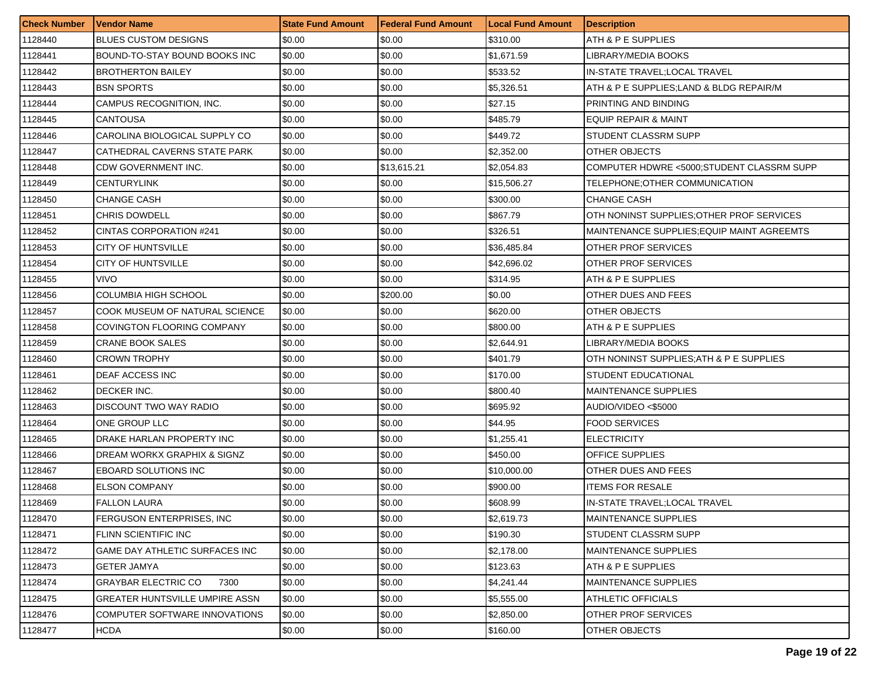| Check Number | Vendor Name | State Fund Amount | Federal Fund Amount | Local Fund Amount | Description |
|---|---|---|---|---|---|
| 1128440 | BLUES CUSTOM DESIGNS | $0.00 | $0.00 | $310.00 | ATH & P E SUPPLIES |
| 1128441 | BOUND-TO-STAY BOUND BOOKS INC | $0.00 | $0.00 | $1,671.59 | LIBRARY/MEDIA BOOKS |
| 1128442 | BROTHERTON BAILEY | $0.00 | $0.00 | $533.52 | IN-STATE TRAVEL;LOCAL TRAVEL |
| 1128443 | BSN SPORTS | $0.00 | $0.00 | $5,326.51 | ATH & P E SUPPLIES;LAND & BLDG REPAIR/M |
| 1128444 | CAMPUS RECOGNITION, INC. | $0.00 | $0.00 | $27.15 | PRINTING AND BINDING |
| 1128445 | CANTOUSA | $0.00 | $0.00 | $485.79 | EQUIP REPAIR & MAINT |
| 1128446 | CAROLINA BIOLOGICAL SUPPLY CO | $0.00 | $0.00 | $449.72 | STUDENT CLASSRM SUPP |
| 1128447 | CATHEDRAL CAVERNS STATE PARK | $0.00 | $0.00 | $2,352.00 | OTHER OBJECTS |
| 1128448 | CDW GOVERNMENT INC. | $0.00 | $13,615.21 | $2,054.83 | COMPUTER HDWRE <5000;STUDENT CLASSRM SUPP |
| 1128449 | CENTURYLINK | $0.00 | $0.00 | $15,506.27 | TELEPHONE;OTHER COMMUNICATION |
| 1128450 | CHANGE CASH | $0.00 | $0.00 | $300.00 | CHANGE CASH |
| 1128451 | CHRIS DOWDELL | $0.00 | $0.00 | $867.79 | OTH NONINST SUPPLIES;OTHER PROF SERVICES |
| 1128452 | CINTAS CORPORATION #241 | $0.00 | $0.00 | $326.51 | MAINTENANCE SUPPLIES;EQUIP MAINT AGREEMTS |
| 1128453 | CITY OF HUNTSVILLE | $0.00 | $0.00 | $36,485.84 | OTHER PROF SERVICES |
| 1128454 | CITY OF HUNTSVILLE | $0.00 | $0.00 | $42,696.02 | OTHER PROF SERVICES |
| 1128455 | VIVO | $0.00 | $0.00 | $314.95 | ATH & P E SUPPLIES |
| 1128456 | COLUMBIA HIGH SCHOOL | $0.00 | $200.00 | $0.00 | OTHER DUES AND FEES |
| 1128457 | COOK MUSEUM OF NATURAL SCIENCE | $0.00 | $0.00 | $620.00 | OTHER OBJECTS |
| 1128458 | COVINGTON FLOORING COMPANY | $0.00 | $0.00 | $800.00 | ATH & P E SUPPLIES |
| 1128459 | CRANE BOOK SALES | $0.00 | $0.00 | $2,644.91 | LIBRARY/MEDIA BOOKS |
| 1128460 | CROWN TROPHY | $0.00 | $0.00 | $401.79 | OTH NONINST SUPPLIES;ATH & P E SUPPLIES |
| 1128461 | DEAF ACCESS INC | $0.00 | $0.00 | $170.00 | STUDENT EDUCATIONAL |
| 1128462 | DECKER INC. | $0.00 | $0.00 | $800.40 | MAINTENANCE SUPPLIES |
| 1128463 | DISCOUNT TWO WAY RADIO | $0.00 | $0.00 | $695.92 | AUDIO/VIDEO <$5000 |
| 1128464 | ONE GROUP LLC | $0.00 | $0.00 | $44.95 | FOOD SERVICES |
| 1128465 | DRAKE HARLAN PROPERTY INC | $0.00 | $0.00 | $1,255.41 | ELECTRICITY |
| 1128466 | DREAM WORKX GRAPHIX & SIGNZ | $0.00 | $0.00 | $450.00 | OFFICE SUPPLIES |
| 1128467 | EBOARD SOLUTIONS INC | $0.00 | $0.00 | $10,000.00 | OTHER DUES AND FEES |
| 1128468 | ELSON COMPANY | $0.00 | $0.00 | $900.00 | ITEMS FOR RESALE |
| 1128469 | FALLON LAURA | $0.00 | $0.00 | $608.99 | IN-STATE TRAVEL;LOCAL TRAVEL |
| 1128470 | FERGUSON ENTERPRISES, INC | $0.00 | $0.00 | $2,619.73 | MAINTENANCE SUPPLIES |
| 1128471 | FLINN SCIENTIFIC INC | $0.00 | $0.00 | $190.30 | STUDENT CLASSRM SUPP |
| 1128472 | GAME DAY ATHLETIC SURFACES INC | $0.00 | $0.00 | $2,178.00 | MAINTENANCE SUPPLIES |
| 1128473 | GETER JAMYA | $0.00 | $0.00 | $123.63 | ATH & P E SUPPLIES |
| 1128474 | GRAYBAR ELECTRIC CO 7300 | $0.00 | $0.00 | $4,241.44 | MAINTENANCE SUPPLIES |
| 1128475 | GREATER HUNTSVILLE UMPIRE ASSN | $0.00 | $0.00 | $5,555.00 | ATHLETIC OFFICIALS |
| 1128476 | COMPUTER SOFTWARE INNOVATIONS | $0.00 | $0.00 | $2,850.00 | OTHER PROF SERVICES |
| 1128477 | HCDA | $0.00 | $0.00 | $160.00 | OTHER OBJECTS |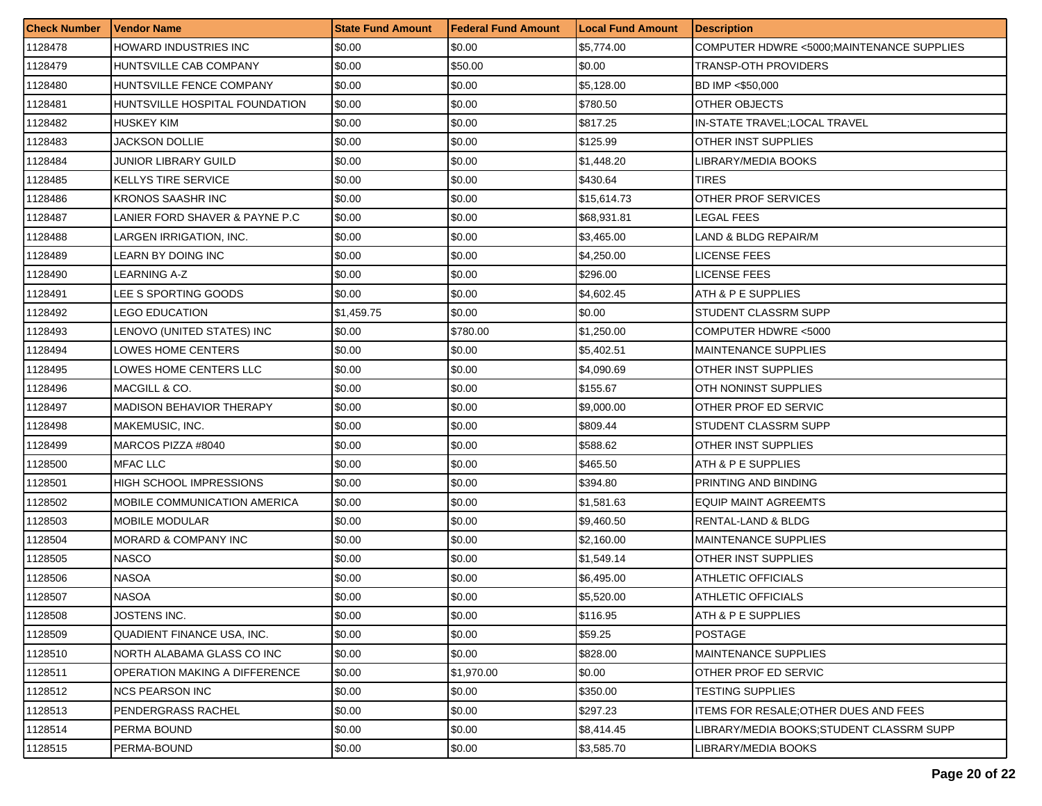| Check Number | Vendor Name | State Fund Amount | Federal Fund Amount | Local Fund Amount | Description |
|---|---|---|---|---|---|
| 1128478 | HOWARD INDUSTRIES INC | $0.00 | $0.00 | $5,774.00 | COMPUTER HDWRE <5000;MAINTENANCE SUPPLIES |
| 1128479 | HUNTSVILLE CAB COMPANY | $0.00 | $50.00 | $0.00 | TRANSP-OTH PROVIDERS |
| 1128480 | HUNTSVILLE FENCE COMPANY | $0.00 | $0.00 | $5,128.00 | BD IMP <$50,000 |
| 1128481 | HUNTSVILLE HOSPITAL FOUNDATION | $0.00 | $0.00 | $780.50 | OTHER OBJECTS |
| 1128482 | HUSKEY KIM | $0.00 | $0.00 | $817.25 | IN-STATE TRAVEL;LOCAL TRAVEL |
| 1128483 | JACKSON DOLLIE | $0.00 | $0.00 | $125.99 | OTHER INST SUPPLIES |
| 1128484 | JUNIOR LIBRARY GUILD | $0.00 | $0.00 | $1,448.20 | LIBRARY/MEDIA BOOKS |
| 1128485 | KELLYS TIRE SERVICE | $0.00 | $0.00 | $430.64 | TIRES |
| 1128486 | KRONOS SAASHR INC | $0.00 | $0.00 | $15,614.73 | OTHER PROF SERVICES |
| 1128487 | LANIER FORD SHAVER & PAYNE P.C | $0.00 | $0.00 | $68,931.81 | LEGAL FEES |
| 1128488 | LARGEN IRRIGATION, INC. | $0.00 | $0.00 | $3,465.00 | LAND & BLDG REPAIR/M |
| 1128489 | LEARN BY DOING INC | $0.00 | $0.00 | $4,250.00 | LICENSE FEES |
| 1128490 | LEARNING A-Z | $0.00 | $0.00 | $296.00 | LICENSE FEES |
| 1128491 | LEE S SPORTING GOODS | $0.00 | $0.00 | $4,602.45 | ATH & P E SUPPLIES |
| 1128492 | LEGO EDUCATION | $1,459.75 | $0.00 | $0.00 | STUDENT CLASSRM SUPP |
| 1128493 | LENOVO (UNITED STATES) INC | $0.00 | $780.00 | $1,250.00 | COMPUTER HDWRE <5000 |
| 1128494 | LOWES HOME CENTERS | $0.00 | $0.00 | $5,402.51 | MAINTENANCE SUPPLIES |
| 1128495 | LOWES HOME CENTERS LLC | $0.00 | $0.00 | $4,090.69 | OTHER INST SUPPLIES |
| 1128496 | MACGILL & CO. | $0.00 | $0.00 | $155.67 | OTH NONINST SUPPLIES |
| 1128497 | MADISON BEHAVIOR THERAPY | $0.00 | $0.00 | $9,000.00 | OTHER PROF ED SERVIC |
| 1128498 | MAKEMUSIC, INC. | $0.00 | $0.00 | $809.44 | STUDENT CLASSRM SUPP |
| 1128499 | MARCOS PIZZA #8040 | $0.00 | $0.00 | $588.62 | OTHER INST SUPPLIES |
| 1128500 | MFAC LLC | $0.00 | $0.00 | $465.50 | ATH & P E SUPPLIES |
| 1128501 | HIGH SCHOOL IMPRESSIONS | $0.00 | $0.00 | $394.80 | PRINTING AND BINDING |
| 1128502 | MOBILE COMMUNICATION AMERICA | $0.00 | $0.00 | $1,581.63 | EQUIP MAINT AGREEMTS |
| 1128503 | MOBILE MODULAR | $0.00 | $0.00 | $9,460.50 | RENTAL-LAND & BLDG |
| 1128504 | MORARD & COMPANY INC | $0.00 | $0.00 | $2,160.00 | MAINTENANCE SUPPLIES |
| 1128505 | NASCO | $0.00 | $0.00 | $1,549.14 | OTHER INST SUPPLIES |
| 1128506 | NASOA | $0.00 | $0.00 | $6,495.00 | ATHLETIC OFFICIALS |
| 1128507 | NASOA | $0.00 | $0.00 | $5,520.00 | ATHLETIC OFFICIALS |
| 1128508 | JOSTENS INC. | $0.00 | $0.00 | $116.95 | ATH & P E SUPPLIES |
| 1128509 | QUADIENT FINANCE USA, INC. | $0.00 | $0.00 | $59.25 | POSTAGE |
| 1128510 | NORTH ALABAMA GLASS CO INC | $0.00 | $0.00 | $828.00 | MAINTENANCE SUPPLIES |
| 1128511 | OPERATION MAKING A DIFFERENCE | $0.00 | $1,970.00 | $0.00 | OTHER PROF ED SERVIC |
| 1128512 | NCS PEARSON INC | $0.00 | $0.00 | $350.00 | TESTING SUPPLIES |
| 1128513 | PENDERGRASS RACHEL | $0.00 | $0.00 | $297.23 | ITEMS FOR RESALE;OTHER DUES AND FEES |
| 1128514 | PERMA BOUND | $0.00 | $0.00 | $8,414.45 | LIBRARY/MEDIA BOOKS;STUDENT CLASSRM SUPP |
| 1128515 | PERMA-BOUND | $0.00 | $0.00 | $3,585.70 | LIBRARY/MEDIA BOOKS |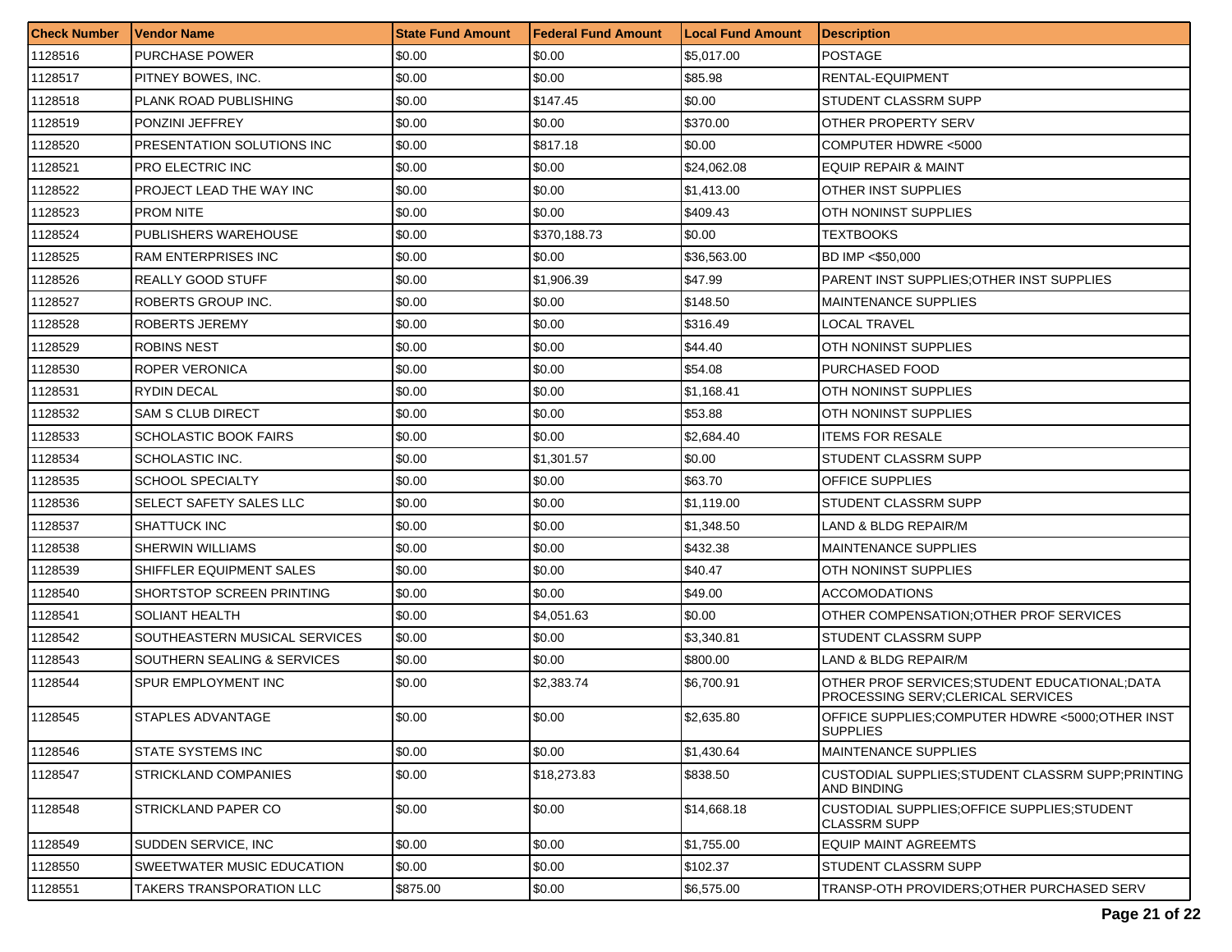| Check Number | Vendor Name | State Fund Amount | Federal Fund Amount | Local Fund Amount | Description |
|---|---|---|---|---|---|
| 1128516 | PURCHASE POWER | $0.00 | $0.00 | $5,017.00 | POSTAGE |
| 1128517 | PITNEY BOWES, INC. | $0.00 | $0.00 | $85.98 | RENTAL-EQUIPMENT |
| 1128518 | PLANK ROAD PUBLISHING | $0.00 | $147.45 | $0.00 | STUDENT CLASSRM SUPP |
| 1128519 | PONZINI JEFFREY | $0.00 | $0.00 | $370.00 | OTHER PROPERTY SERV |
| 1128520 | PRESENTATION SOLUTIONS INC | $0.00 | $817.18 | $0.00 | COMPUTER HDWRE <5000 |
| 1128521 | PRO ELECTRIC INC | $0.00 | $0.00 | $24,062.08 | EQUIP REPAIR & MAINT |
| 1128522 | PROJECT LEAD THE WAY INC | $0.00 | $0.00 | $1,413.00 | OTHER INST SUPPLIES |
| 1128523 | PROM NITE | $0.00 | $0.00 | $409.43 | OTH NONINST SUPPLIES |
| 1128524 | PUBLISHERS WAREHOUSE | $0.00 | $370,188.73 | $0.00 | TEXTBOOKS |
| 1128525 | RAM ENTERPRISES INC | $0.00 | $0.00 | $36,563.00 | BD IMP <$50,000 |
| 1128526 | REALLY GOOD STUFF | $0.00 | $1,906.39 | $47.99 | PARENT INST SUPPLIES;OTHER INST SUPPLIES |
| 1128527 | ROBERTS GROUP INC. | $0.00 | $0.00 | $148.50 | MAINTENANCE SUPPLIES |
| 1128528 | ROBERTS JEREMY | $0.00 | $0.00 | $316.49 | LOCAL TRAVEL |
| 1128529 | ROBINS NEST | $0.00 | $0.00 | $44.40 | OTH NONINST SUPPLIES |
| 1128530 | ROPER VERONICA | $0.00 | $0.00 | $54.08 | PURCHASED FOOD |
| 1128531 | RYDIN DECAL | $0.00 | $0.00 | $1,168.41 | OTH NONINST SUPPLIES |
| 1128532 | SAM S CLUB DIRECT | $0.00 | $0.00 | $53.88 | OTH NONINST SUPPLIES |
| 1128533 | SCHOLASTIC BOOK FAIRS | $0.00 | $0.00 | $2,684.40 | ITEMS FOR RESALE |
| 1128534 | SCHOLASTIC INC. | $0.00 | $1,301.57 | $0.00 | STUDENT CLASSRM SUPP |
| 1128535 | SCHOOL SPECIALTY | $0.00 | $0.00 | $63.70 | OFFICE SUPPLIES |
| 1128536 | SELECT SAFETY SALES LLC | $0.00 | $0.00 | $1,119.00 | STUDENT CLASSRM SUPP |
| 1128537 | SHATTUCK INC | $0.00 | $0.00 | $1,348.50 | LAND & BLDG REPAIR/M |
| 1128538 | SHERWIN WILLIAMS | $0.00 | $0.00 | $432.38 | MAINTENANCE SUPPLIES |
| 1128539 | SHIFFLER EQUIPMENT SALES | $0.00 | $0.00 | $40.47 | OTH NONINST SUPPLIES |
| 1128540 | SHORTSTOP SCREEN PRINTING | $0.00 | $0.00 | $49.00 | ACCOMODATIONS |
| 1128541 | SOLIANT HEALTH | $0.00 | $4,051.63 | $0.00 | OTHER COMPENSATION;OTHER PROF SERVICES |
| 1128542 | SOUTHEASTERN MUSICAL SERVICES | $0.00 | $0.00 | $3,340.81 | STUDENT CLASSRM SUPP |
| 1128543 | SOUTHERN SEALING & SERVICES | $0.00 | $0.00 | $800.00 | LAND & BLDG REPAIR/M |
| 1128544 | SPUR EMPLOYMENT INC | $0.00 | $2,383.74 | $6,700.91 | OTHER PROF SERVICES;STUDENT EDUCATIONAL;DATA PROCESSING SERV;CLERICAL SERVICES |
| 1128545 | STAPLES ADVANTAGE | $0.00 | $0.00 | $2,635.80 | OFFICE SUPPLIES;COMPUTER HDWRE <5000;OTHER INST SUPPLIES |
| 1128546 | STATE SYSTEMS INC | $0.00 | $0.00 | $1,430.64 | MAINTENANCE SUPPLIES |
| 1128547 | STRICKLAND COMPANIES | $0.00 | $18,273.83 | $838.50 | CUSTODIAL SUPPLIES;STUDENT CLASSRM SUPP;PRINTING AND BINDING |
| 1128548 | STRICKLAND PAPER CO | $0.00 | $0.00 | $14,668.18 | CUSTODIAL SUPPLIES;OFFICE SUPPLIES;STUDENT CLASSRM SUPP |
| 1128549 | SUDDEN SERVICE, INC | $0.00 | $0.00 | $1,755.00 | EQUIP MAINT AGREEMTS |
| 1128550 | SWEETWATER MUSIC EDUCATION | $0.00 | $0.00 | $102.37 | STUDENT CLASSRM SUPP |
| 1128551 | TAKERS TRANSPORATION LLC | $875.00 | $0.00 | $6,575.00 | TRANSP-OTH PROVIDERS;OTHER PURCHASED SERV |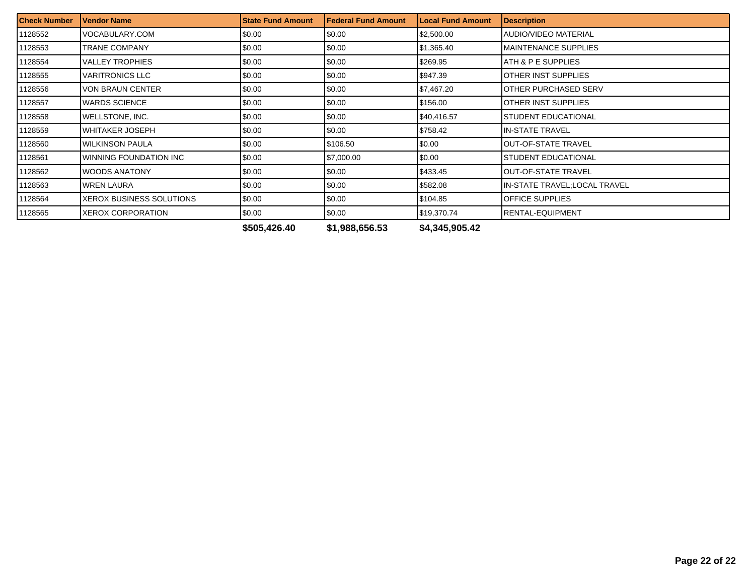| Check Number | Vendor Name | State Fund Amount | Federal Fund Amount | Local Fund Amount | Description |
|---|---|---|---|---|---|
| 1128552 | VOCABULARY.COM | $0.00 | $0.00 | $2,500.00 | AUDIO/VIDEO MATERIAL |
| 1128553 | TRANE COMPANY | $0.00 | $0.00 | $1,365.40 | MAINTENANCE SUPPLIES |
| 1128554 | VALLEY TROPHIES | $0.00 | $0.00 | $269.95 | ATH & P E SUPPLIES |
| 1128555 | VARITRONICS LLC | $0.00 | $0.00 | $947.39 | OTHER INST SUPPLIES |
| 1128556 | VON BRAUN CENTER | $0.00 | $0.00 | $7,467.20 | OTHER PURCHASED SERV |
| 1128557 | WARDS SCIENCE | $0.00 | $0.00 | $156.00 | OTHER INST SUPPLIES |
| 1128558 | WELLSTONE, INC. | $0.00 | $0.00 | $40,416.57 | STUDENT EDUCATIONAL |
| 1128559 | WHITAKER JOSEPH | $0.00 | $0.00 | $758.42 | IN-STATE TRAVEL |
| 1128560 | WILKINSON PAULA | $0.00 | $106.50 | $0.00 | OUT-OF-STATE TRAVEL |
| 1128561 | WINNING FOUNDATION INC | $0.00 | $7,000.00 | $0.00 | STUDENT EDUCATIONAL |
| 1128562 | WOODS ANATONY | $0.00 | $0.00 | $433.45 | OUT-OF-STATE TRAVEL |
| 1128563 | WREN LAURA | $0.00 | $0.00 | $582.08 | IN-STATE TRAVEL;LOCAL TRAVEL |
| 1128564 | XEROX BUSINESS SOLUTIONS | $0.00 | $0.00 | $104.85 | OFFICE SUPPLIES |
| 1128565 | XEROX CORPORATION | $0.00 | $0.00 | $19,370.74 | RENTAL-EQUIPMENT |
| | | **$505,426.40** | **$1,988,656.53** | **$4,345,905.42** | |